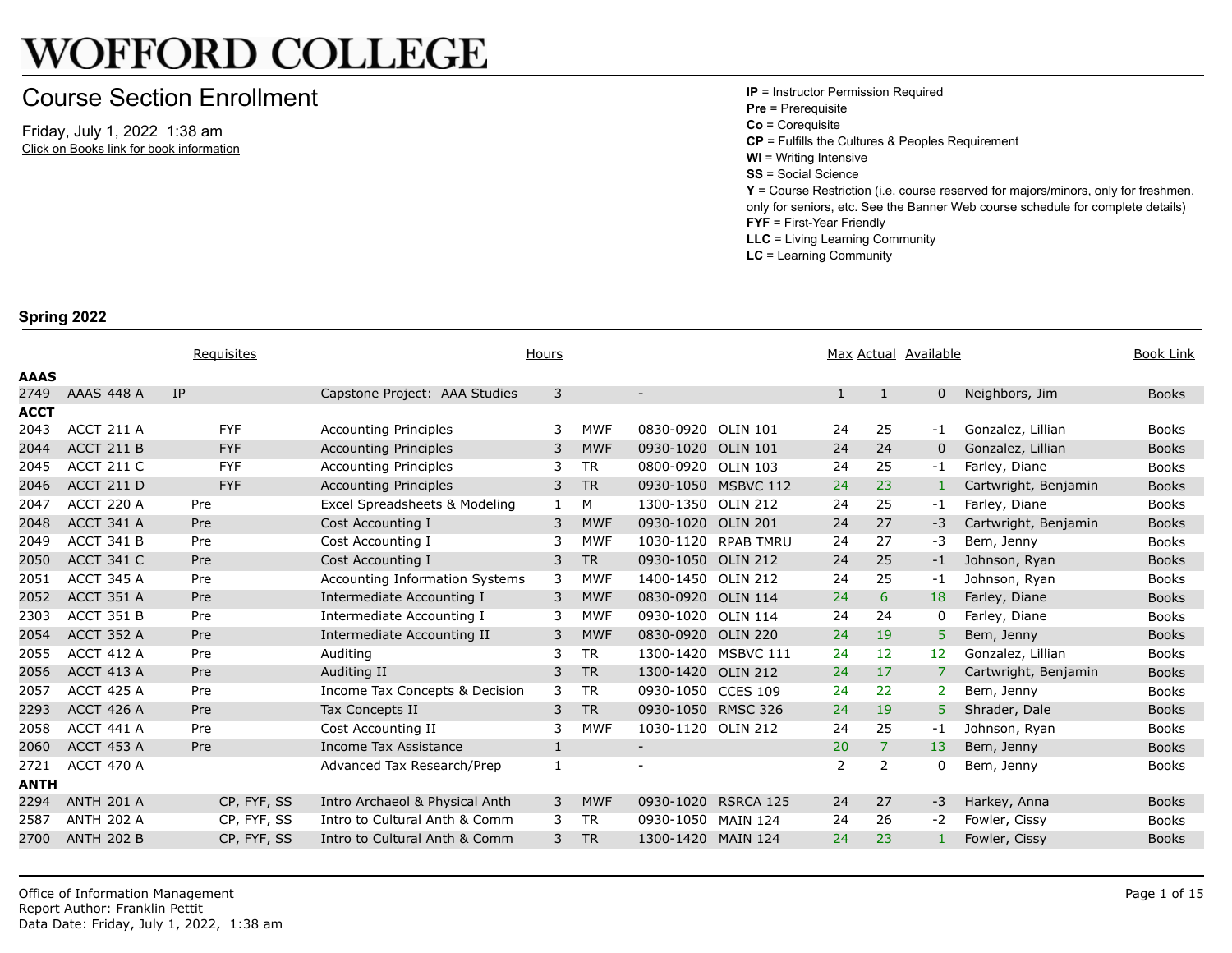# WOFFORD COLLEGE

## Course Section Enrollment

Friday, July 1, 2022 1:38 am

Click on Books link for book information

**IP** = Instructor Permission Required
**Pre** = Prerequisite
**Co** = Corequisite
**CP** = Fulfills the Cultures & Peoples Requirement
**WI** = Writing Intensive
**SS** = Social Science
**Y** = Course Restriction (i.e. course reserved for majors/minors, only for freshmen, only for seniors, etc. See the Banner Web course schedule for complete details)
**FYF** = First-Year Friendly
**LLC** = Living Learning Community
**LC** = Learning Community

### Spring 2022

| | | Requisites | | | Hours | | | | Max | Actual | Available | | Book Link |
|---|---|---|---|---|---|---|---|---|---|---|---|---|---|
| **AAAS** | | | | | | | | | | | | | |
| 2749 | AAAS 448 A | IP | | Capstone Project: AAA Studies | 3 | | - | | 1 | 1 | 0 | Neighbors, Jim | Books |
| **ACCT** | | | | | | | | | | | | | |
| 2043 | ACCT 211 A | | FYF | Accounting Principles | 3 | MWF | 0830-0920 | OLIN 101 | 24 | 25 | -1 | Gonzalez, Lillian | Books |
| 2044 | ACCT 211 B | | FYF | Accounting Principles | 3 | MWF | 0930-1020 | OLIN 101 | 24 | 24 | 0 | Gonzalez, Lillian | Books |
| 2045 | ACCT 211 C | | FYF | Accounting Principles | 3 | TR | 0800-0920 | OLIN 103 | 24 | 25 | -1 | Farley, Diane | Books |
| 2046 | ACCT 211 D | | FYF | Accounting Principles | 3 | TR | 0930-1050 | MSBVC 112 | 24 | 23 | 1 | Cartwright, Benjamin | Books |
| 2047 | ACCT 220 A | Pre | | Excel Spreadsheets & Modeling | 1 | M | 1300-1350 | OLIN 212 | 24 | 25 | -1 | Farley, Diane | Books |
| 2048 | ACCT 341 A | Pre | | Cost Accounting I | 3 | MWF | 0930-1020 | OLIN 201 | 24 | 27 | -3 | Cartwright, Benjamin | Books |
| 2049 | ACCT 341 B | Pre | | Cost Accounting I | 3 | MWF | 1030-1120 | RPAB TMRU | 24 | 27 | -3 | Bem, Jenny | Books |
| 2050 | ACCT 341 C | Pre | | Cost Accounting I | 3 | TR | 0930-1050 | OLIN 212 | 24 | 25 | -1 | Johnson, Ryan | Books |
| 2051 | ACCT 345 A | Pre | | Accounting Information Systems | 3 | MWF | 1400-1450 | OLIN 212 | 24 | 25 | -1 | Johnson, Ryan | Books |
| 2052 | ACCT 351 A | Pre | | Intermediate Accounting I | 3 | MWF | 0830-0920 | OLIN 114 | 24 | 6 | 18 | Farley, Diane | Books |
| 2303 | ACCT 351 B | Pre | | Intermediate Accounting I | 3 | MWF | 0930-1020 | OLIN 114 | 24 | 24 | 0 | Farley, Diane | Books |
| 2054 | ACCT 352 A | Pre | | Intermediate Accounting II | 3 | MWF | 0830-0920 | OLIN 220 | 24 | 19 | 5 | Bem, Jenny | Books |
| 2055 | ACCT 412 A | Pre | | Auditing | 3 | TR | 1300-1420 | MSBVC 111 | 24 | 12 | 12 | Gonzalez, Lillian | Books |
| 2056 | ACCT 413 A | Pre | | Auditing II | 3 | TR | 1300-1420 | OLIN 212 | 24 | 17 | 7 | Cartwright, Benjamin | Books |
| 2057 | ACCT 425 A | Pre | | Income Tax Concepts & Decision | 3 | TR | 0930-1050 | CCES 109 | 24 | 22 | 2 | Bem, Jenny | Books |
| 2293 | ACCT 426 A | Pre | | Tax Concepts II | 3 | TR | 0930-1050 | RMSC 326 | 24 | 19 | 5 | Shrader, Dale | Books |
| 2058 | ACCT 441 A | Pre | | Cost Accounting II | 3 | MWF | 1030-1120 | OLIN 212 | 24 | 25 | -1 | Johnson, Ryan | Books |
| 2060 | ACCT 453 A | Pre | | Income Tax Assistance | 1 | | - | | 20 | 7 | 13 | Bem, Jenny | Books |
| 2721 | ACCT 470 A | | | Advanced Tax Research/Prep | 1 | | - | | 2 | 2 | 0 | Bem, Jenny | Books |
| **ANTH** | | | | | | | | | | | | | |
| 2294 | ANTH 201 A | | CP, FYF, SS | Intro Archaeol & Physical Anth | 3 | MWF | 0930-1020 | RSRCA 125 | 24 | 27 | -3 | Harkey, Anna | Books |
| 2587 | ANTH 202 A | | CP, FYF, SS | Intro to Cultural Anth & Comm | 3 | TR | 0930-1050 | MAIN 124 | 24 | 26 | -2 | Fowler, Cissy | Books |
| 2700 | ANTH 202 B | | CP, FYF, SS | Intro to Cultural Anth & Comm | 3 | TR | 1300-1420 | MAIN 124 | 24 | 23 | 1 | Fowler, Cissy | Books |

Office of Information Management
Report Author: Franklin Pettit
Data Date: Friday, July 1, 2022, 1:38 am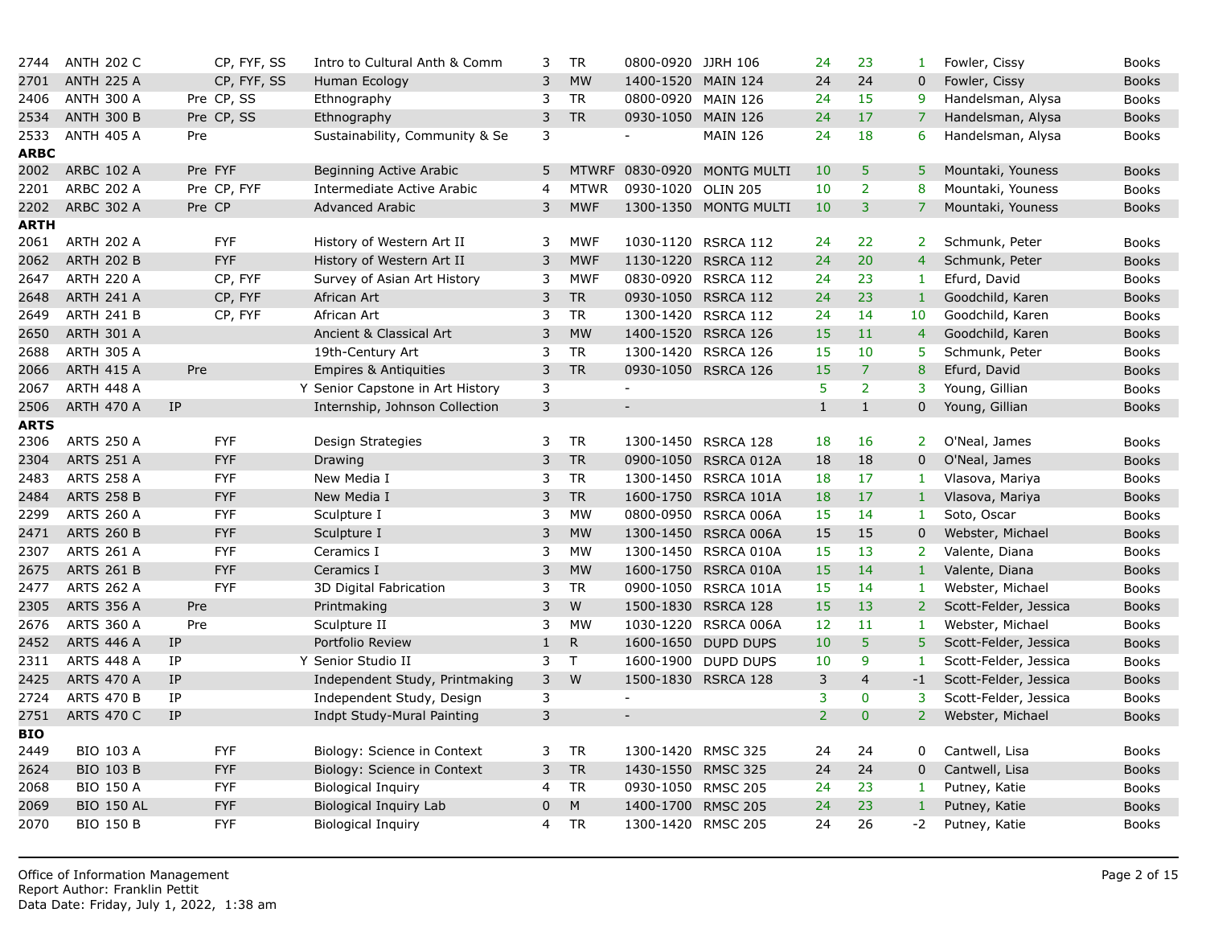| CRN | Course | | | Attributes | | Title | Cr | Days | Time | Room | Cap | Enr | Avail | Instructor | Books |
|---|---|---|---|---|---|---|---|---|---|---|---|---|---|---|---|
| 2744 | ANTH 202 C | | | CP, FYF, SS | | Intro to Cultural Anth & Comm | 3 | TR | 0800-0920 | JJRH 106 | 24 | 23 | 1 | Fowler, Cissy | Books |
| 2701 | ANTH 225 A | | | CP, FYF, SS | | Human Ecology | 3 | MW | 1400-1520 | MAIN 124 | 24 | 24 | 0 | Fowler, Cissy | Books |
| 2406 | ANTH 300 A | | Pre | CP, SS | | Ethnography | 3 | TR | 0800-0920 | MAIN 126 | 24 | 15 | 9 | Handelsman, Alysa | Books |
| 2534 | ANTH 300 B | | Pre | CP, SS | | Ethnography | 3 | TR | 0930-1050 | MAIN 126 | 24 | 17 | 7 | Handelsman, Alysa | Books |
| 2533 | ANTH 405 A | | Pre | | | Sustainability, Community & Se | 3 | | - | MAIN 126 | 24 | 18 | 6 | Handelsman, Alysa | Books |
| **ARBC** | | | | | | | | | | | | | | | |
| 2002 | ARBC 102 A | | Pre | FYF | | Beginning Active Arabic | 5 | MTWRF | 0830-0920 | MONTG MULTI | 10 | 5 | 5 | Mountaki, Youness | Books |
| 2201 | ARBC 202 A | | Pre | CP, FYF | | Intermediate Active Arabic | 4 | MTWR | 0930-1020 | OLIN 205 | 10 | 2 | 8 | Mountaki, Youness | Books |
| 2202 | ARBC 302 A | | Pre | CP | | Advanced Arabic | 3 | MWF | 1300-1350 | MONTG MULTI | 10 | 3 | 7 | Mountaki, Youness | Books |
| **ARTH** | | | | | | | | | | | | | | | |
| 2061 | ARTH 202 A | | | FYF | | History of Western Art II | 3 | MWF | 1030-1120 | RSRCA 112 | 24 | 22 | 2 | Schmunk, Peter | Books |
| 2062 | ARTH 202 B | | | FYF | | History of Western Art II | 3 | MWF | 1130-1220 | RSRCA 112 | 24 | 20 | 4 | Schmunk, Peter | Books |
| 2647 | ARTH 220 A | | | CP, FYF | | Survey of Asian Art History | 3 | MWF | 0830-0920 | RSRCA 112 | 24 | 23 | 1 | Efurd, David | Books |
| 2648 | ARTH 241 A | | | CP, FYF | | African Art | 3 | TR | 0930-1050 | RSRCA 112 | 24 | 23 | 1 | Goodchild, Karen | Books |
| 2649 | ARTH 241 B | | | CP, FYF | | African Art | 3 | TR | 1300-1420 | RSRCA 112 | 24 | 14 | 10 | Goodchild, Karen | Books |
| 2650 | ARTH 301 A | | | | | Ancient & Classical Art | 3 | MW | 1400-1520 | RSRCA 126 | 15 | 11 | 4 | Goodchild, Karen | Books |
| 2688 | ARTH 305 A | | | | | 19th-Century Art | 3 | TR | 1300-1420 | RSRCA 126 | 15 | 10 | 5 | Schmunk, Peter | Books |
| 2066 | ARTH 415 A | | Pre | | | Empires & Antiquities | 3 | TR | 0930-1050 | RSRCA 126 | 15 | 7 | 8 | Efurd, David | Books |
| 2067 | ARTH 448 A | | | | Y | Senior Capstone in Art History | 3 | | - | | 5 | 2 | 3 | Young, Gillian | Books |
| 2506 | ARTH 470 A | IP | | | | Internship, Johnson Collection | 3 | | - | | 1 | 1 | 0 | Young, Gillian | Books |
| **ARTS** | | | | | | | | | | | | | | | |
| 2306 | ARTS 250 A | | | FYF | | Design Strategies | 3 | TR | 1300-1450 | RSRCA 128 | 18 | 16 | 2 | O'Neal, James | Books |
| 2304 | ARTS 251 A | | | FYF | | Drawing | 3 | TR | 0900-1050 | RSRCA 012A | 18 | 18 | 0 | O'Neal, James | Books |
| 2483 | ARTS 258 A | | | FYF | | New Media I | 3 | TR | 1300-1450 | RSRCA 101A | 18 | 17 | 1 | Vlasova, Mariya | Books |
| 2484 | ARTS 258 B | | | FYF | | New Media I | 3 | TR | 1600-1750 | RSRCA 101A | 18 | 17 | 1 | Vlasova, Mariya | Books |
| 2299 | ARTS 260 A | | | FYF | | Sculpture I | 3 | MW | 0800-0950 | RSRCA 006A | 15 | 14 | 1 | Soto, Oscar | Books |
| 2471 | ARTS 260 B | | | FYF | | Sculpture I | 3 | MW | 1300-1450 | RSRCA 006A | 15 | 15 | 0 | Webster, Michael | Books |
| 2307 | ARTS 261 A | | | FYF | | Ceramics I | 3 | MW | 1300-1450 | RSRCA 010A | 15 | 13 | 2 | Valente, Diana | Books |
| 2675 | ARTS 261 B | | | FYF | | Ceramics I | 3 | MW | 1600-1750 | RSRCA 010A | 15 | 14 | 1 | Valente, Diana | Books |
| 2477 | ARTS 262 A | | | FYF | | 3D Digital Fabrication | 3 | TR | 0900-1050 | RSRCA 101A | 15 | 14 | 1 | Webster, Michael | Books |
| 2305 | ARTS 356 A | | Pre | | | Printmaking | 3 | W | 1500-1830 | RSRCA 128 | 15 | 13 | 2 | Scott-Felder, Jessica | Books |
| 2676 | ARTS 360 A | | Pre | | | Sculpture II | 3 | MW | 1030-1220 | RSRCA 006A | 12 | 11 | 1 | Webster, Michael | Books |
| 2452 | ARTS 446 A | IP | | | | Portfolio Review | 1 | R | 1600-1650 | DUPD DUPS | 10 | 5 | 5 | Scott-Felder, Jessica | Books |
| 2311 | ARTS 448 A | IP | | | Y | Senior Studio II | 3 | T | 1600-1900 | DUPD DUPS | 10 | 9 | 1 | Scott-Felder, Jessica | Books |
| 2425 | ARTS 470 A | IP | | | | Independent Study, Printmaking | 3 | W | 1500-1830 | RSRCA 128 | 3 | 4 | -1 | Scott-Felder, Jessica | Books |
| 2724 | ARTS 470 B | IP | | | | Independent Study, Design | 3 | | - | | 3 | 0 | 3 | Scott-Felder, Jessica | Books |
| 2751 | ARTS 470 C | IP | | | | Indpt Study-Mural Painting | 3 | | - | | 2 | 0 | 2 | Webster, Michael | Books |
| **BIO** | | | | | | | | | | | | | | | |
| 2449 | BIO 103 A | | | FYF | | Biology: Science in Context | 3 | TR | 1300-1420 | RMSC 325 | 24 | 24 | 0 | Cantwell, Lisa | Books |
| 2624 | BIO 103 B | | | FYF | | Biology: Science in Context | 3 | TR | 1430-1550 | RMSC 325 | 24 | 24 | 0 | Cantwell, Lisa | Books |
| 2068 | BIO 150 A | | | FYF | | Biological Inquiry | 4 | TR | 0930-1050 | RMSC 205 | 24 | 23 | 1 | Putney, Katie | Books |
| 2069 | BIO 150 AL | | | FYF | | Biological Inquiry Lab | 0 | M | 1400-1700 | RMSC 205 | 24 | 23 | 1 | Putney, Katie | Books |
| 2070 | BIO 150 B | | | FYF | | Biological Inquiry | 4 | TR | 1300-1420 | RMSC 205 | 24 | 26 | -2 | Putney, Katie | Books |

Office of Information Management
Report Author: Franklin Pettit
Data Date: Friday, July 1, 2022, 1:38 am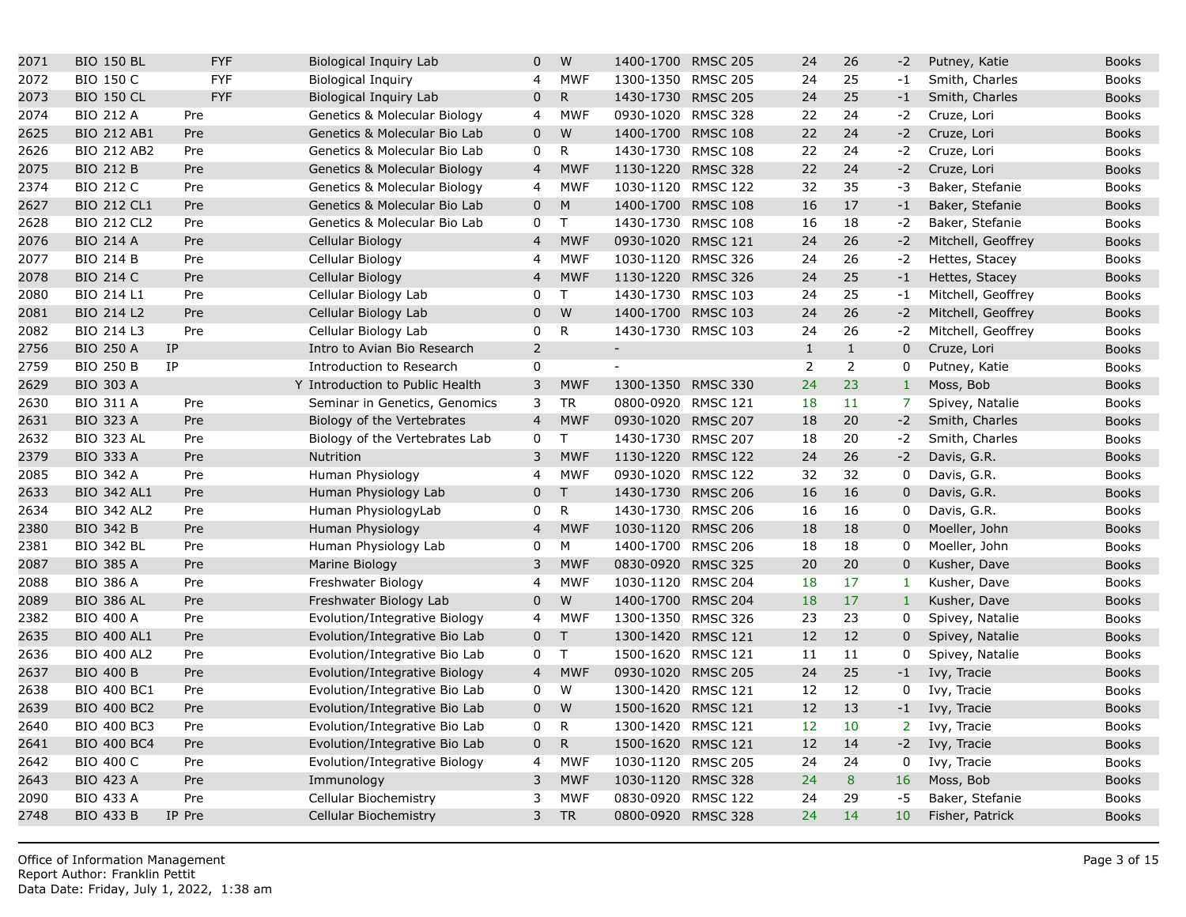| | | | | | | | | | | | | | | |
|---|---|---|---|---|---|---|---|---|---|---|---|---|---|---|
| 2071 | BIO 150 BL | | FYF | | Biological Inquiry Lab | 0 | W | 1400-1700 | RMSC 205 | 24 | 26 | -2 | Putney, Katie | Books |
| 2072 | BIO 150 C | | FYF | | Biological Inquiry | 4 | MWF | 1300-1350 | RMSC 205 | 24 | 25 | -1 | Smith, Charles | Books |
| 2073 | BIO 150 CL | | FYF | | Biological Inquiry Lab | 0 | R | 1430-1730 | RMSC 205 | 24 | 25 | -1 | Smith, Charles | Books |
| 2074 | BIO 212 A | Pre | | | Genetics & Molecular Biology | 4 | MWF | 0930-1020 | RMSC 328 | 22 | 24 | -2 | Cruze, Lori | Books |
| 2625 | BIO 212 AB1 | Pre | | | Genetics & Molecular Bio Lab | 0 | W | 1400-1700 | RMSC 108 | 22 | 24 | -2 | Cruze, Lori | Books |
| 2626 | BIO 212 AB2 | Pre | | | Genetics & Molecular Bio Lab | 0 | R | 1430-1730 | RMSC 108 | 22 | 24 | -2 | Cruze, Lori | Books |
| 2075 | BIO 212 B | Pre | | | Genetics & Molecular Biology | 4 | MWF | 1130-1220 | RMSC 328 | 22 | 24 | -2 | Cruze, Lori | Books |
| 2374 | BIO 212 C | Pre | | | Genetics & Molecular Biology | 4 | MWF | 1030-1120 | RMSC 122 | 32 | 35 | -3 | Baker, Stefanie | Books |
| 2627 | BIO 212 CL1 | Pre | | | Genetics & Molecular Bio Lab | 0 | M | 1400-1700 | RMSC 108 | 16 | 17 | -1 | Baker, Stefanie | Books |
| 2628 | BIO 212 CL2 | Pre | | | Genetics & Molecular Bio Lab | 0 | T | 1430-1730 | RMSC 108 | 16 | 18 | -2 | Baker, Stefanie | Books |
| 2076 | BIO 214 A | Pre | | | Cellular Biology | 4 | MWF | 0930-1020 | RMSC 121 | 24 | 26 | -2 | Mitchell, Geoffrey | Books |
| 2077 | BIO 214 B | Pre | | | Cellular Biology | 4 | MWF | 1030-1120 | RMSC 326 | 24 | 26 | -2 | Hettes, Stacey | Books |
| 2078 | BIO 214 C | Pre | | | Cellular Biology | 4 | MWF | 1130-1220 | RMSC 326 | 24 | 25 | -1 | Hettes, Stacey | Books |
| 2080 | BIO 214 L1 | Pre | | | Cellular Biology Lab | 0 | T | 1430-1730 | RMSC 103 | 24 | 25 | -1 | Mitchell, Geoffrey | Books |
| 2081 | BIO 214 L2 | Pre | | | Cellular Biology Lab | 0 | W | 1400-1700 | RMSC 103 | 24 | 26 | -2 | Mitchell, Geoffrey | Books |
| 2082 | BIO 214 L3 | Pre | | | Cellular Biology Lab | 0 | R | 1430-1730 | RMSC 103 | 24 | 26 | -2 | Mitchell, Geoffrey | Books |
| 2756 | BIO 250 A | IP | | | Intro to Avian Bio Research | 2 | | - | | 1 | 1 | 0 | Cruze, Lori | Books |
| 2759 | BIO 250 B | IP | | | Introduction to Research | 0 | | - | | 2 | 2 | 0 | Putney, Katie | Books |
| 2629 | BIO 303 A | | | Y | Introduction to Public Health | 3 | MWF | 1300-1350 | RMSC 330 | 24 | 23 | 1 | Moss, Bob | Books |
| 2630 | BIO 311 A | Pre | | | Seminar in Genetics, Genomics | 3 | TR | 0800-0920 | RMSC 121 | 18 | 11 | 7 | Spivey, Natalie | Books |
| 2631 | BIO 323 A | Pre | | | Biology of the Vertebrates | 4 | MWF | 0930-1020 | RMSC 207 | 18 | 20 | -2 | Smith, Charles | Books |
| 2632 | BIO 323 AL | Pre | | | Biology of the Vertebrates Lab | 0 | T | 1430-1730 | RMSC 207 | 18 | 20 | -2 | Smith, Charles | Books |
| 2379 | BIO 333 A | Pre | | | Nutrition | 3 | MWF | 1130-1220 | RMSC 122 | 24 | 26 | -2 | Davis, G.R. | Books |
| 2085 | BIO 342 A | Pre | | | Human Physiology | 4 | MWF | 0930-1020 | RMSC 122 | 32 | 32 | 0 | Davis, G.R. | Books |
| 2633 | BIO 342 AL1 | Pre | | | Human Physiology Lab | 0 | T | 1430-1730 | RMSC 206 | 16 | 16 | 0 | Davis, G.R. | Books |
| 2634 | BIO 342 AL2 | Pre | | | Human PhysiologyLab | 0 | R | 1430-1730 | RMSC 206 | 16 | 16 | 0 | Davis, G.R. | Books |
| 2380 | BIO 342 B | Pre | | | Human Physiology | 4 | MWF | 1030-1120 | RMSC 206 | 18 | 18 | 0 | Moeller, John | Books |
| 2381 | BIO 342 BL | Pre | | | Human Physiology Lab | 0 | M | 1400-1700 | RMSC 206 | 18 | 18 | 0 | Moeller, John | Books |
| 2087 | BIO 385 A | Pre | | | Marine Biology | 3 | MWF | 0830-0920 | RMSC 325 | 20 | 20 | 0 | Kusher, Dave | Books |
| 2088 | BIO 386 A | Pre | | | Freshwater Biology | 4 | MWF | 1030-1120 | RMSC 204 | 18 | 17 | 1 | Kusher, Dave | Books |
| 2089 | BIO 386 AL | Pre | | | Freshwater Biology Lab | 0 | W | 1400-1700 | RMSC 204 | 18 | 17 | 1 | Kusher, Dave | Books |
| 2382 | BIO 400 A | Pre | | | Evolution/Integrative Biology | 4 | MWF | 1300-1350 | RMSC 326 | 23 | 23 | 0 | Spivey, Natalie | Books |
| 2635 | BIO 400 AL1 | Pre | | | Evolution/Integrative Bio Lab | 0 | T | 1300-1420 | RMSC 121 | 12 | 12 | 0 | Spivey, Natalie | Books |
| 2636 | BIO 400 AL2 | Pre | | | Evolution/Integrative Bio Lab | 0 | T | 1500-1620 | RMSC 121 | 11 | 11 | 0 | Spivey, Natalie | Books |
| 2637 | BIO 400 B | Pre | | | Evolution/Integrative Biology | 4 | MWF | 0930-1020 | RMSC 205 | 24 | 25 | -1 | Ivy, Tracie | Books |
| 2638 | BIO 400 BC1 | Pre | | | Evolution/Integrative Bio Lab | 0 | W | 1300-1420 | RMSC 121 | 12 | 12 | 0 | Ivy, Tracie | Books |
| 2639 | BIO 400 BC2 | Pre | | | Evolution/Integrative Bio Lab | 0 | W | 1500-1620 | RMSC 121 | 12 | 13 | -1 | Ivy, Tracie | Books |
| 2640 | BIO 400 BC3 | Pre | | | Evolution/Integrative Bio Lab | 0 | R | 1300-1420 | RMSC 121 | 12 | 10 | 2 | Ivy, Tracie | Books |
| 2641 | BIO 400 BC4 | Pre | | | Evolution/Integrative Bio Lab | 0 | R | 1500-1620 | RMSC 121 | 12 | 14 | -2 | Ivy, Tracie | Books |
| 2642 | BIO 400 C | Pre | | | Evolution/Integrative Biology | 4 | MWF | 1030-1120 | RMSC 205 | 24 | 24 | 0 | Ivy, Tracie | Books |
| 2643 | BIO 423 A | Pre | | | Immunology | 3 | MWF | 1030-1120 | RMSC 328 | 24 | 8 | 16 | Moss, Bob | Books |
| 2090 | BIO 433 A | Pre | | | Cellular Biochemistry | 3 | MWF | 0830-0920 | RMSC 122 | 24 | 29 | -5 | Baker, Stefanie | Books |
| 2748 | BIO 433 B | IP Pre | | | Cellular Biochemistry | 3 | TR | 0800-0920 | RMSC 328 | 24 | 14 | 10 | Fisher, Patrick | Books |

Office of Information Management
Report Author: Franklin Pettit
Data Date: Friday, July 1, 2022, 1:38 am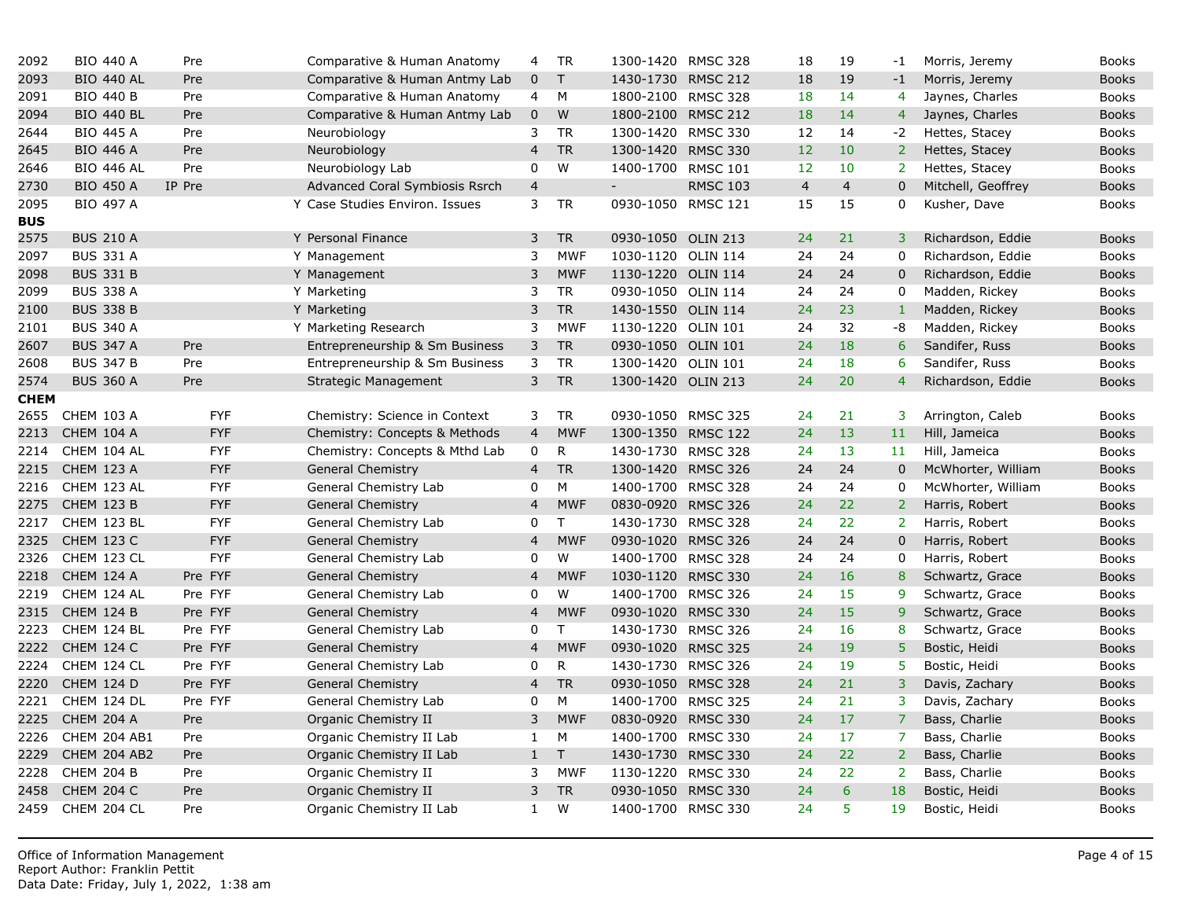| | | | | | | | | | | | | | |
|---|---|---|---|---|---|---|---|---|---|---|---|---|---|
| 2092 | BIO 440 A | Pre | | Comparative & Human Anatomy | 4 | TR | 1300-1420 | RMSC 328 | 18 | 19 | -1 | Morris, Jeremy | Books |
| 2093 | BIO 440 AL | Pre | | Comparative & Human Antmy Lab | 0 | T | 1430-1730 | RMSC 212 | 18 | 19 | -1 | Morris, Jeremy | Books |
| 2091 | BIO 440 B | Pre | | Comparative & Human Anatomy | 4 | M | 1800-2100 | RMSC 328 | 18 | 14 | 4 | Jaynes, Charles | Books |
| 2094 | BIO 440 BL | Pre | | Comparative & Human Antmy Lab | 0 | W | 1800-2100 | RMSC 212 | 18 | 14 | 4 | Jaynes, Charles | Books |
| 2644 | BIO 445 A | Pre | | Neurobiology | 3 | TR | 1300-1420 | RMSC 330 | 12 | 14 | -2 | Hettes, Stacey | Books |
| 2645 | BIO 446 A | Pre | | Neurobiology | 4 | TR | 1300-1420 | RMSC 330 | 12 | 10 | 2 | Hettes, Stacey | Books |
| 2646 | BIO 446 AL | Pre | | Neurobiology Lab | 0 | W | 1400-1700 | RMSC 101 | 12 | 10 | 2 | Hettes, Stacey | Books |
| 2730 | BIO 450 A | IP Pre | | Advanced Coral Symbiosis Rsrch | 4 | | - | RMSC 103 | 4 | 4 | 0 | Mitchell, Geoffrey | Books |
| 2095 | BIO 497 A | | | Y Case Studies Environ. Issues | 3 | TR | 0930-1050 | RMSC 121 | 15 | 15 | 0 | Kusher, Dave | Books |
| **BUS** | | | | | | | | | | | | | |
| 2575 | BUS 210 A | | | Y Personal Finance | 3 | TR | 0930-1050 | OLIN 213 | 24 | 21 | 3 | Richardson, Eddie | Books |
| 2097 | BUS 331 A | | | Y Management | 3 | MWF | 1030-1120 | OLIN 114 | 24 | 24 | 0 | Richardson, Eddie | Books |
| 2098 | BUS 331 B | | | Y Management | 3 | MWF | 1130-1220 | OLIN 114 | 24 | 24 | 0 | Richardson, Eddie | Books |
| 2099 | BUS 338 A | | | Y Marketing | 3 | TR | 0930-1050 | OLIN 114 | 24 | 24 | 0 | Madden, Rickey | Books |
| 2100 | BUS 338 B | | | Y Marketing | 3 | TR | 1430-1550 | OLIN 114 | 24 | 23 | 1 | Madden, Rickey | Books |
| 2101 | BUS 340 A | | | Y Marketing Research | 3 | MWF | 1130-1220 | OLIN 101 | 24 | 32 | -8 | Madden, Rickey | Books |
| 2607 | BUS 347 A | Pre | | Entrepreneurship & Sm Business | 3 | TR | 0930-1050 | OLIN 101 | 24 | 18 | 6 | Sandifer, Russ | Books |
| 2608 | BUS 347 B | Pre | | Entrepreneurship & Sm Business | 3 | TR | 1300-1420 | OLIN 101 | 24 | 18 | 6 | Sandifer, Russ | Books |
| 2574 | BUS 360 A | Pre | | Strategic Management | 3 | TR | 1300-1420 | OLIN 213 | 24 | 20 | 4 | Richardson, Eddie | Books |
| **CHEM** | | | | | | | | | | | | | |
| 2655 | CHEM 103 A | | FYF | Chemistry: Science in Context | 3 | TR | 0930-1050 | RMSC 325 | 24 | 21 | 3 | Arrington, Caleb | Books |
| 2213 | CHEM 104 A | | FYF | Chemistry: Concepts & Methods | 4 | MWF | 1300-1350 | RMSC 122 | 24 | 13 | 11 | Hill, Jameica | Books |
| 2214 | CHEM 104 AL | | FYF | Chemistry: Concepts & Mthd Lab | 0 | R | 1430-1730 | RMSC 328 | 24 | 13 | 11 | Hill, Jameica | Books |
| 2215 | CHEM 123 A | | FYF | General Chemistry | 4 | TR | 1300-1420 | RMSC 326 | 24 | 24 | 0 | McWhorter, William | Books |
| 2216 | CHEM 123 AL | | FYF | General Chemistry Lab | 0 | M | 1400-1700 | RMSC 328 | 24 | 24 | 0 | McWhorter, William | Books |
| 2275 | CHEM 123 B | | FYF | General Chemistry | 4 | MWF | 0830-0920 | RMSC 326 | 24 | 22 | 2 | Harris, Robert | Books |
| 2217 | CHEM 123 BL | | FYF | General Chemistry Lab | 0 | T | 1430-1730 | RMSC 328 | 24 | 22 | 2 | Harris, Robert | Books |
| 2325 | CHEM 123 C | | FYF | General Chemistry | 4 | MWF | 0930-1020 | RMSC 326 | 24 | 24 | 0 | Harris, Robert | Books |
| 2326 | CHEM 123 CL | | FYF | General Chemistry Lab | 0 | W | 1400-1700 | RMSC 328 | 24 | 24 | 0 | Harris, Robert | Books |
| 2218 | CHEM 124 A | Pre | FYF | General Chemistry | 4 | MWF | 1030-1120 | RMSC 330 | 24 | 16 | 8 | Schwartz, Grace | Books |
| 2219 | CHEM 124 AL | Pre | FYF | General Chemistry Lab | 0 | W | 1400-1700 | RMSC 326 | 24 | 15 | 9 | Schwartz, Grace | Books |
| 2315 | CHEM 124 B | Pre | FYF | General Chemistry | 4 | MWF | 0930-1020 | RMSC 330 | 24 | 15 | 9 | Schwartz, Grace | Books |
| 2223 | CHEM 124 BL | Pre | FYF | General Chemistry Lab | 0 | T | 1430-1730 | RMSC 326 | 24 | 16 | 8 | Schwartz, Grace | Books |
| 2222 | CHEM 124 C | Pre | FYF | General Chemistry | 4 | MWF | 0930-1020 | RMSC 325 | 24 | 19 | 5 | Bostic, Heidi | Books |
| 2224 | CHEM 124 CL | Pre | FYF | General Chemistry Lab | 0 | R | 1430-1730 | RMSC 326 | 24 | 19 | 5 | Bostic, Heidi | Books |
| 2220 | CHEM 124 D | Pre | FYF | General Chemistry | 4 | TR | 0930-1050 | RMSC 328 | 24 | 21 | 3 | Davis, Zachary | Books |
| 2221 | CHEM 124 DL | Pre | FYF | General Chemistry Lab | 0 | M | 1400-1700 | RMSC 325 | 24 | 21 | 3 | Davis, Zachary | Books |
| 2225 | CHEM 204 A | Pre | | Organic Chemistry II | 3 | MWF | 0830-0920 | RMSC 330 | 24 | 17 | 7 | Bass, Charlie | Books |
| 2226 | CHEM 204 AB1 | Pre | | Organic Chemistry II Lab | 1 | M | 1400-1700 | RMSC 330 | 24 | 17 | 7 | Bass, Charlie | Books |
| 2229 | CHEM 204 AB2 | Pre | | Organic Chemistry II Lab | 1 | T | 1430-1730 | RMSC 330 | 24 | 22 | 2 | Bass, Charlie | Books |
| 2228 | CHEM 204 B | Pre | | Organic Chemistry II | 3 | MWF | 1130-1220 | RMSC 330 | 24 | 22 | 2 | Bass, Charlie | Books |
| 2458 | CHEM 204 C | Pre | | Organic Chemistry II | 3 | TR | 0930-1050 | RMSC 330 | 24 | 6 | 18 | Bostic, Heidi | Books |
| 2459 | CHEM 204 CL | Pre | | Organic Chemistry II Lab | 1 | W | 1400-1700 | RMSC 330 | 24 | 5 | 19 | Bostic, Heidi | Books |

Office of Information Management
Report Author: Franklin Pettit
Data Date: Friday, July 1, 2022, 1:38 am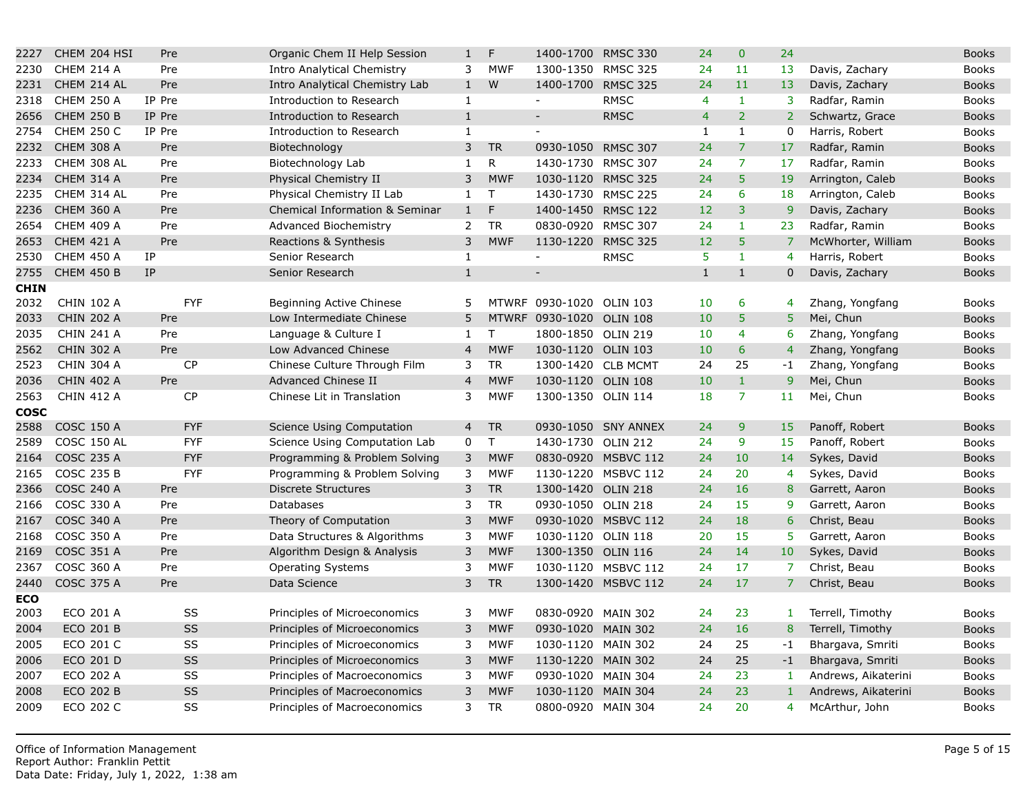| CRN | Course | Status | Attribute | Title | Credits | Days | Time | Room | Cap | Enrolled | Available | Instructor | Books |
|---|---|---|---|---|---|---|---|---|---|---|---|---|---|
| 2227 | CHEM 204 HSI | Pre | | Organic Chem II Help Session | 1 | F | 1400-1700 | RMSC 330 | 24 | 0 | 24 | | Books |
| 2230 | CHEM 214 A | Pre | | Intro Analytical Chemistry | 3 | MWF | 1300-1350 | RMSC 325 | 24 | 11 | 13 | Davis, Zachary | Books |
| 2231 | CHEM 214 AL | Pre | | Intro Analytical Chemistry Lab | 1 | W | 1400-1700 | RMSC 325 | 24 | 11 | 13 | Davis, Zachary | Books |
| 2318 | CHEM 250 A | IP Pre | | Introduction to Research | 1 | | - | RMSC | 4 | 1 | 3 | Radfar, Ramin | Books |
| 2656 | CHEM 250 B | IP Pre | | Introduction to Research | 1 | | - | RMSC | 4 | 2 | 2 | Schwartz, Grace | Books |
| 2754 | CHEM 250 C | IP Pre | | Introduction to Research | 1 | | - | | 1 | 1 | 0 | Harris, Robert | Books |
| 2232 | CHEM 308 A | Pre | | Biotechnology | 3 | TR | 0930-1050 | RMSC 307 | 24 | 7 | 17 | Radfar, Ramin | Books |
| 2233 | CHEM 308 AL | Pre | | Biotechnology Lab | 1 | R | 1430-1730 | RMSC 307 | 24 | 7 | 17 | Radfar, Ramin | Books |
| 2234 | CHEM 314 A | Pre | | Physical Chemistry II | 3 | MWF | 1030-1120 | RMSC 325 | 24 | 5 | 19 | Arrington, Caleb | Books |
| 2235 | CHEM 314 AL | Pre | | Physical Chemistry II Lab | 1 | T | 1430-1730 | RMSC 225 | 24 | 6 | 18 | Arrington, Caleb | Books |
| 2236 | CHEM 360 A | Pre | | Chemical Information & Seminar | 1 | F | 1400-1450 | RMSC 122 | 12 | 3 | 9 | Davis, Zachary | Books |
| 2654 | CHEM 409 A | Pre | | Advanced Biochemistry | 2 | TR | 0830-0920 | RMSC 307 | 24 | 1 | 23 | Radfar, Ramin | Books |
| 2653 | CHEM 421 A | Pre | | Reactions & Synthesis | 3 | MWF | 1130-1220 | RMSC 325 | 12 | 5 | 7 | McWhorter, William | Books |
| 2530 | CHEM 450 A | IP | | Senior Research | 1 | | - | RMSC | 5 | 1 | 4 | Harris, Robert | Books |
| 2755 | CHEM 450 B | IP | | Senior Research | 1 | | - | | 1 | 1 | 0 | Davis, Zachary | Books |
| **CHIN** | | | | | | | | | | | | | |
| 2032 | CHIN 102 A | | FYF | Beginning Active Chinese | 5 | MTWRF | 0930-1020 | OLIN 103 | 10 | 6 | 4 | Zhang, Yongfang | Books |
| 2033 | CHIN 202 A | Pre | | Low Intermediate Chinese | 5 | MTWRF | 0930-1020 | OLIN 108 | 10 | 5 | 5 | Mei, Chun | Books |
| 2035 | CHIN 241 A | Pre | | Language & Culture I | 1 | T | 1800-1850 | OLIN 219 | 10 | 4 | 6 | Zhang, Yongfang | Books |
| 2562 | CHIN 302 A | Pre | | Low Advanced Chinese | 4 | MWF | 1030-1120 | OLIN 103 | 10 | 6 | 4 | Zhang, Yongfang | Books |
| 2523 | CHIN 304 A | | CP | Chinese Culture Through Film | 3 | TR | 1300-1420 | CLB MCMT | 24 | 25 | -1 | Zhang, Yongfang | Books |
| 2036 | CHIN 402 A | Pre | | Advanced Chinese II | 4 | MWF | 1030-1120 | OLIN 108 | 10 | 1 | 9 | Mei, Chun | Books |
| 2563 | CHIN 412 A | | CP | Chinese Lit in Translation | 3 | MWF | 1300-1350 | OLIN 114 | 18 | 7 | 11 | Mei, Chun | Books |
| **COSC** | | | | | | | | | | | | | |
| 2588 | COSC 150 A | | FYF | Science Using Computation | 4 | TR | 0930-1050 | SNY ANNEX | 24 | 9 | 15 | Panoff, Robert | Books |
| 2589 | COSC 150 AL | | FYF | Science Using Computation Lab | 0 | T | 1430-1730 | OLIN 212 | 24 | 9 | 15 | Panoff, Robert | Books |
| 2164 | COSC 235 A | | FYF | Programming & Problem Solving | 3 | MWF | 0830-0920 | MSBVC 112 | 24 | 10 | 14 | Sykes, David | Books |
| 2165 | COSC 235 B | | FYF | Programming & Problem Solving | 3 | MWF | 1130-1220 | MSBVC 112 | 24 | 20 | 4 | Sykes, David | Books |
| 2366 | COSC 240 A | Pre | | Discrete Structures | 3 | TR | 1300-1420 | OLIN 218 | 24 | 16 | 8 | Garrett, Aaron | Books |
| 2166 | COSC 330 A | Pre | | Databases | 3 | TR | 0930-1050 | OLIN 218 | 24 | 15 | 9 | Garrett, Aaron | Books |
| 2167 | COSC 340 A | Pre | | Theory of Computation | 3 | MWF | 0930-1020 | MSBVC 112 | 24 | 18 | 6 | Christ, Beau | Books |
| 2168 | COSC 350 A | Pre | | Data Structures & Algorithms | 3 | MWF | 1030-1120 | OLIN 118 | 20 | 15 | 5 | Garrett, Aaron | Books |
| 2169 | COSC 351 A | Pre | | Algorithm Design & Analysis | 3 | MWF | 1300-1350 | OLIN 116 | 24 | 14 | 10 | Sykes, David | Books |
| 2367 | COSC 360 A | Pre | | Operating Systems | 3 | MWF | 1030-1120 | MSBVC 112 | 24 | 17 | 7 | Christ, Beau | Books |
| 2440 | COSC 375 A | Pre | | Data Science | 3 | TR | 1300-1420 | MSBVC 112 | 24 | 17 | 7 | Christ, Beau | Books |
| **ECO** | | | | | | | | | | | | | |
| 2003 | ECO 201 A | | SS | Principles of Microeconomics | 3 | MWF | 0830-0920 | MAIN 302 | 24 | 23 | 1 | Terrell, Timothy | Books |
| 2004 | ECO 201 B | | SS | Principles of Microeconomics | 3 | MWF | 0930-1020 | MAIN 302 | 24 | 16 | 8 | Terrell, Timothy | Books |
| 2005 | ECO 201 C | | SS | Principles of Microeconomics | 3 | MWF | 1030-1120 | MAIN 302 | 24 | 25 | -1 | Bhargava, Smriti | Books |
| 2006 | ECO 201 D | | SS | Principles of Microeconomics | 3 | MWF | 1130-1220 | MAIN 302 | 24 | 25 | -1 | Bhargava, Smriti | Books |
| 2007 | ECO 202 A | | SS | Principles of Macroeconomics | 3 | MWF | 0930-1020 | MAIN 304 | 24 | 23 | 1 | Andrews, Aikaterini | Books |
| 2008 | ECO 202 B | | SS | Principles of Macroeconomics | 3 | MWF | 1030-1120 | MAIN 304 | 24 | 23 | 1 | Andrews, Aikaterini | Books |
| 2009 | ECO 202 C | | SS | Principles of Macroeconomics | 3 | TR | 0800-0920 | MAIN 304 | 24 | 20 | 4 | McArthur, John | Books |

Office of Information Management
Report Author: Franklin Pettit
Data Date: Friday, July 1, 2022, 1:38 am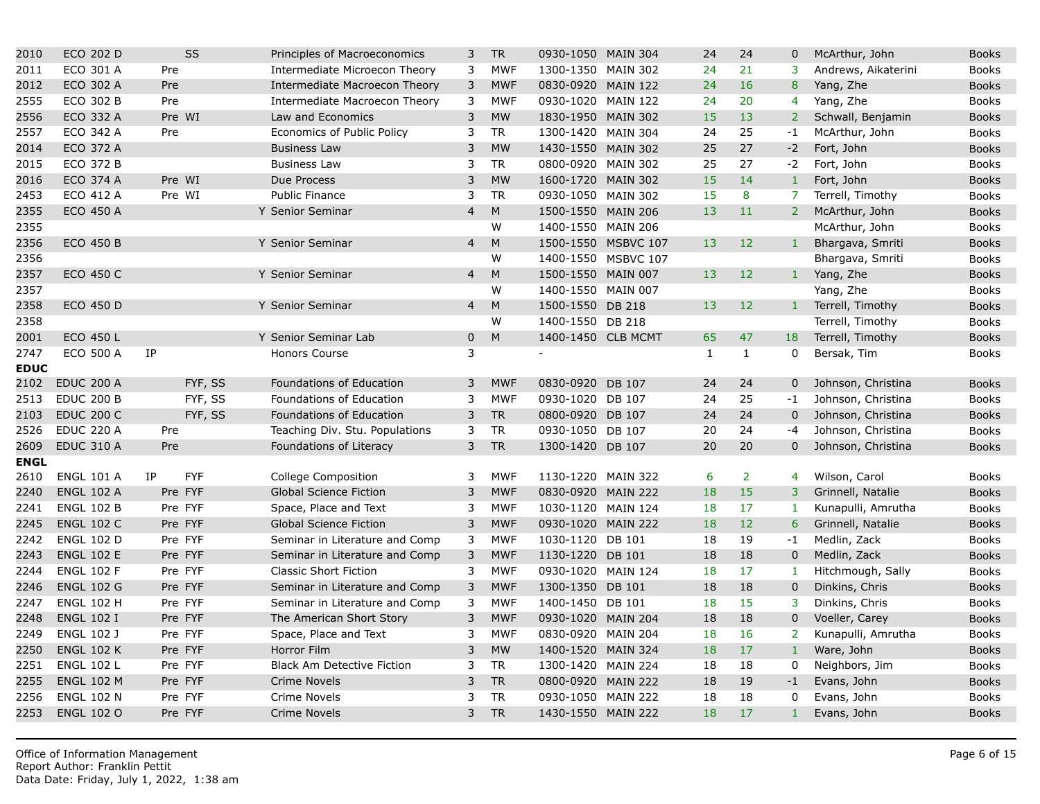| CRN | Course | | | | Title | Cr | Days | Time | Room | Cap | Enr | Avail | Instructor | |
|---|---|---|---|---|---|---|---|---|---|---|---|---|---|---|
| 2010 | ECO 202 D | | | SS | Principles of Macroeconomics | 3 | TR | 0930-1050 | MAIN 304 | 24 | 24 | 0 | McArthur, John | Books |
| 2011 | ECO 301 A | | Pre | | Intermediate Microecon Theory | 3 | MWF | 1300-1350 | MAIN 302 | 24 | 21 | 3 | Andrews, Aikaterini | Books |
| 2012 | ECO 302 A | | Pre | | Intermediate Macroecon Theory | 3 | MWF | 0830-0920 | MAIN 122 | 24 | 16 | 8 | Yang, Zhe | Books |
| 2555 | ECO 302 B | | Pre | | Intermediate Macroecon Theory | 3 | MWF | 0930-1020 | MAIN 122 | 24 | 20 | 4 | Yang, Zhe | Books |
| 2556 | ECO 332 A | | Pre | WI | Law and Economics | 3 | MW | 1830-1950 | MAIN 302 | 15 | 13 | 2 | Schwall, Benjamin | Books |
| 2557 | ECO 342 A | | Pre | | Economics of Public Policy | 3 | TR | 1300-1420 | MAIN 304 | 24 | 25 | -1 | McArthur, John | Books |
| 2014 | ECO 372 A | | | | Business Law | 3 | MW | 1430-1550 | MAIN 302 | 25 | 27 | -2 | Fort, John | Books |
| 2015 | ECO 372 B | | | | Business Law | 3 | TR | 0800-0920 | MAIN 302 | 25 | 27 | -2 | Fort, John | Books |
| 2016 | ECO 374 A | | Pre | WI | Due Process | 3 | MW | 1600-1720 | MAIN 302 | 15 | 14 | 1 | Fort, John | Books |
| 2453 | ECO 412 A | | Pre | WI | Public Finance | 3 | TR | 0930-1050 | MAIN 302 | 15 | 8 | 7 | Terrell, Timothy | Books |
| 2355 | ECO 450 A | | | | Y Senior Seminar | 4 | M | 1500-1550 | MAIN 206 | 13 | 11 | 2 | McArthur, John | Books |
| 2355 | | | | | | | W | 1400-1550 | MAIN 206 | | | | McArthur, John | Books |
| 2356 | ECO 450 B | | | | Y Senior Seminar | 4 | M | 1500-1550 | MSBVC 107 | 13 | 12 | 1 | Bhargava, Smriti | Books |
| 2356 | | | | | | | W | 1400-1550 | MSBVC 107 | | | | Bhargava, Smriti | Books |
| 2357 | ECO 450 C | | | | Y Senior Seminar | 4 | M | 1500-1550 | MAIN 007 | 13 | 12 | 1 | Yang, Zhe | Books |
| 2357 | | | | | | | W | 1400-1550 | MAIN 007 | | | | Yang, Zhe | Books |
| 2358 | ECO 450 D | | | | Y Senior Seminar | 4 | M | 1500-1550 | DB 218 | 13 | 12 | 1 | Terrell, Timothy | Books |
| 2358 | | | | | | | W | 1400-1550 | DB 218 | | | | Terrell, Timothy | Books |
| 2001 | ECO 450 L | | | | Y Senior Seminar Lab | 0 | M | 1400-1450 | CLB MCMT | 65 | 47 | 18 | Terrell, Timothy | Books |
| 2747 | ECO 500 A | IP | | | Honors Course | 3 | | - | | 1 | 1 | 0 | Bersak, Tim | Books |
| **EDUC** | | | | | | | | | | | | | | |
| 2102 | EDUC 200 A | | | FYF, SS | Foundations of Education | 3 | MWF | 0830-0920 | DB 107 | 24 | 24 | 0 | Johnson, Christina | Books |
| 2513 | EDUC 200 B | | | FYF, SS | Foundations of Education | 3 | MWF | 0930-1020 | DB 107 | 24 | 25 | -1 | Johnson, Christina | Books |
| 2103 | EDUC 200 C | | | FYF, SS | Foundations of Education | 3 | TR | 0800-0920 | DB 107 | 24 | 24 | 0 | Johnson, Christina | Books |
| 2526 | EDUC 220 A | | Pre | | Teaching Div. Stu. Populations | 3 | TR | 0930-1050 | DB 107 | 20 | 24 | -4 | Johnson, Christina | Books |
| 2609 | EDUC 310 A | | Pre | | Foundations of Literacy | 3 | TR | 1300-1420 | DB 107 | 20 | 20 | 0 | Johnson, Christina | Books |
| **ENGL** | | | | | | | | | | | | | | |
| 2610 | ENGL 101 A | IP | | FYF | College Composition | 3 | MWF | 1130-1220 | MAIN 322 | 6 | 2 | 4 | Wilson, Carol | Books |
| 2240 | ENGL 102 A | | Pre | FYF | Global Science Fiction | 3 | MWF | 0830-0920 | MAIN 222 | 18 | 15 | 3 | Grinnell, Natalie | Books |
| 2241 | ENGL 102 B | | Pre | FYF | Space, Place and Text | 3 | MWF | 1030-1120 | MAIN 124 | 18 | 17 | 1 | Kunapulli, Amrutha | Books |
| 2245 | ENGL 102 C | | Pre | FYF | Global Science Fiction | 3 | MWF | 0930-1020 | MAIN 222 | 18 | 12 | 6 | Grinnell, Natalie | Books |
| 2242 | ENGL 102 D | | Pre | FYF | Seminar in Literature and Comp | 3 | MWF | 1030-1120 | DB 101 | 18 | 19 | -1 | Medlin, Zack | Books |
| 2243 | ENGL 102 E | | Pre | FYF | Seminar in Literature and Comp | 3 | MWF | 1130-1220 | DB 101 | 18 | 18 | 0 | Medlin, Zack | Books |
| 2244 | ENGL 102 F | | Pre | FYF | Classic Short Fiction | 3 | MWF | 0930-1020 | MAIN 124 | 18 | 17 | 1 | Hitchmough, Sally | Books |
| 2246 | ENGL 102 G | | Pre | FYF | Seminar in Literature and Comp | 3 | MWF | 1300-1350 | DB 101 | 18 | 18 | 0 | Dinkins, Chris | Books |
| 2247 | ENGL 102 H | | Pre | FYF | Seminar in Literature and Comp | 3 | MWF | 1400-1450 | DB 101 | 18 | 15 | 3 | Dinkins, Chris | Books |
| 2248 | ENGL 102 I | | Pre | FYF | The American Short Story | 3 | MWF | 0930-1020 | MAIN 204 | 18 | 18 | 0 | Voeller, Carey | Books |
| 2249 | ENGL 102 J | | Pre | FYF | Space, Place and Text | 3 | MWF | 0830-0920 | MAIN 204 | 18 | 16 | 2 | Kunapulli, Amrutha | Books |
| 2250 | ENGL 102 K | | Pre | FYF | Horror Film | 3 | MW | 1400-1520 | MAIN 324 | 18 | 17 | 1 | Ware, John | Books |
| 2251 | ENGL 102 L | | Pre | FYF | Black Am Detective Fiction | 3 | TR | 1300-1420 | MAIN 224 | 18 | 18 | 0 | Neighbors, Jim | Books |
| 2255 | ENGL 102 M | | Pre | FYF | Crime Novels | 3 | TR | 0800-0920 | MAIN 222 | 18 | 19 | -1 | Evans, John | Books |
| 2256 | ENGL 102 N | | Pre | FYF | Crime Novels | 3 | TR | 0930-1050 | MAIN 222 | 18 | 18 | 0 | Evans, John | Books |
| 2253 | ENGL 102 O | | Pre | FYF | Crime Novels | 3 | TR | 1430-1550 | MAIN 222 | 18 | 17 | 1 | Evans, John | Books |

Office of Information Management
Report Author: Franklin Pettit
Data Date: Friday, July 1, 2022, 1:38 am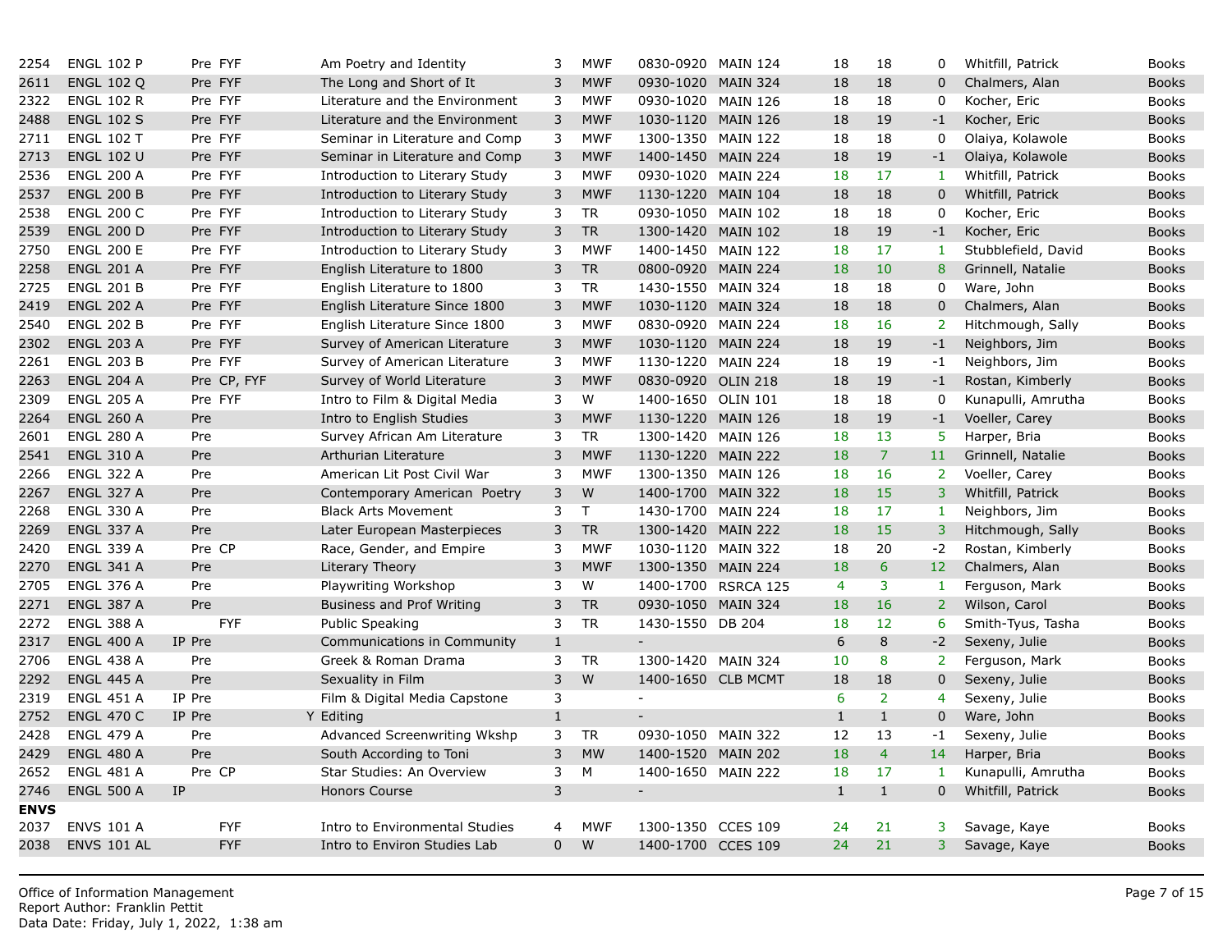| | | | | | | | | | | | | | |
|---|---|---|---|---|---|---|---|---|---|---|---|---|---|
| 2254 | ENGL 102 P | Pre FYF | | Am Poetry and Identity | 3 | MWF | 0830-0920 | MAIN 124 | 18 | 18 | 0 | Whitfill, Patrick | Books |
| 2611 | ENGL 102 Q | Pre FYF | | The Long and Short of It | 3 | MWF | 0930-1020 | MAIN 324 | 18 | 18 | 0 | Chalmers, Alan | Books |
| 2322 | ENGL 102 R | Pre FYF | | Literature and the Environment | 3 | MWF | 0930-1020 | MAIN 126 | 18 | 18 | 0 | Kocher, Eric | Books |
| 2488 | ENGL 102 S | Pre FYF | | Literature and the Environment | 3 | MWF | 1030-1120 | MAIN 126 | 18 | 19 | -1 | Kocher, Eric | Books |
| 2711 | ENGL 102 T | Pre FYF | | Seminar in Literature and Comp | 3 | MWF | 1300-1350 | MAIN 122 | 18 | 18 | 0 | Olaiya, Kolawole | Books |
| 2713 | ENGL 102 U | Pre FYF | | Seminar in Literature and Comp | 3 | MWF | 1400-1450 | MAIN 224 | 18 | 19 | -1 | Olaiya, Kolawole | Books |
| 2536 | ENGL 200 A | Pre FYF | | Introduction to Literary Study | 3 | MWF | 0930-1020 | MAIN 224 | 18 | 17 | 1 | Whitfill, Patrick | Books |
| 2537 | ENGL 200 B | Pre FYF | | Introduction to Literary Study | 3 | MWF | 1130-1220 | MAIN 104 | 18 | 18 | 0 | Whitfill, Patrick | Books |
| 2538 | ENGL 200 C | Pre FYF | | Introduction to Literary Study | 3 | TR | 0930-1050 | MAIN 102 | 18 | 18 | 0 | Kocher, Eric | Books |
| 2539 | ENGL 200 D | Pre FYF | | Introduction to Literary Study | 3 | TR | 1300-1420 | MAIN 102 | 18 | 19 | -1 | Kocher, Eric | Books |
| 2750 | ENGL 200 E | Pre FYF | | Introduction to Literary Study | 3 | MWF | 1400-1450 | MAIN 122 | 18 | 17 | 1 | Stubblefield, David | Books |
| 2258 | ENGL 201 A | Pre FYF | | English Literature to 1800 | 3 | TR | 0800-0920 | MAIN 224 | 18 | 10 | 8 | Grinnell, Natalie | Books |
| 2725 | ENGL 201 B | Pre FYF | | English Literature to 1800 | 3 | TR | 1430-1550 | MAIN 324 | 18 | 18 | 0 | Ware, John | Books |
| 2419 | ENGL 202 A | Pre FYF | | English Literature Since 1800 | 3 | MWF | 1030-1120 | MAIN 324 | 18 | 18 | 0 | Chalmers, Alan | Books |
| 2540 | ENGL 202 B | Pre FYF | | English Literature Since 1800 | 3 | MWF | 0830-0920 | MAIN 224 | 18 | 16 | 2 | Hitchmough, Sally | Books |
| 2302 | ENGL 203 A | Pre FYF | | Survey of American Literature | 3 | MWF | 1030-1120 | MAIN 224 | 18 | 19 | -1 | Neighbors, Jim | Books |
| 2261 | ENGL 203 B | Pre FYF | | Survey of American Literature | 3 | MWF | 1130-1220 | MAIN 224 | 18 | 19 | -1 | Neighbors, Jim | Books |
| 2263 | ENGL 204 A | Pre CP, FYF | | Survey of World Literature | 3 | MWF | 0830-0920 | OLIN 218 | 18 | 19 | -1 | Rostan, Kimberly | Books |
| 2309 | ENGL 205 A | Pre FYF | | Intro to Film & Digital Media | 3 | W | 1400-1650 | OLIN 101 | 18 | 18 | 0 | Kunapulli, Amrutha | Books |
| 2264 | ENGL 260 A | Pre | | Intro to English Studies | 3 | MWF | 1130-1220 | MAIN 126 | 18 | 19 | -1 | Voeller, Carey | Books |
| 2601 | ENGL 280 A | Pre | | Survey African Am Literature | 3 | TR | 1300-1420 | MAIN 126 | 18 | 13 | 5 | Harper, Bria | Books |
| 2541 | ENGL 310 A | Pre | | Arthurian Literature | 3 | MWF | 1130-1220 | MAIN 222 | 18 | 7 | 11 | Grinnell, Natalie | Books |
| 2266 | ENGL 322 A | Pre | | American Lit Post Civil War | 3 | MWF | 1300-1350 | MAIN 126 | 18 | 16 | 2 | Voeller, Carey | Books |
| 2267 | ENGL 327 A | Pre | | Contemporary American Poetry | 3 | W | 1400-1700 | MAIN 322 | 18 | 15 | 3 | Whitfill, Patrick | Books |
| 2268 | ENGL 330 A | Pre | | Black Arts Movement | 3 | T | 1430-1700 | MAIN 224 | 18 | 17 | 1 | Neighbors, Jim | Books |
| 2269 | ENGL 337 A | Pre | | Later European Masterpieces | 3 | TR | 1300-1420 | MAIN 222 | 18 | 15 | 3 | Hitchmough, Sally | Books |
| 2420 | ENGL 339 A | Pre CP | | Race, Gender, and Empire | 3 | MWF | 1030-1120 | MAIN 322 | 18 | 20 | -2 | Rostan, Kimberly | Books |
| 2270 | ENGL 341 A | Pre | | Literary Theory | 3 | MWF | 1300-1350 | MAIN 224 | 18 | 6 | 12 | Chalmers, Alan | Books |
| 2705 | ENGL 376 A | Pre | | Playwriting Workshop | 3 | W | 1400-1700 | RSRCA 125 | 4 | 3 | 1 | Ferguson, Mark | Books |
| 2271 | ENGL 387 A | Pre | | Business and Prof Writing | 3 | TR | 0930-1050 | MAIN 324 | 18 | 16 | 2 | Wilson, Carol | Books |
| 2272 | ENGL 388 A | FYF | | Public Speaking | 3 | TR | 1430-1550 | DB 204 | 18 | 12 | 6 | Smith-Tyus, Tasha | Books |
| 2317 | ENGL 400 A | IP Pre | | Communications in Community | 1 | | - | | 6 | 8 | -2 | Sexeny, Julie | Books |
| 2706 | ENGL 438 A | Pre | | Greek & Roman Drama | 3 | TR | 1300-1420 | MAIN 324 | 10 | 8 | 2 | Ferguson, Mark | Books |
| 2292 | ENGL 445 A | Pre | | Sexuality in Film | 3 | W | 1400-1650 | CLB MCMT | 18 | 18 | 0 | Sexeny, Julie | Books |
| 2319 | ENGL 451 A | IP Pre | | Film & Digital Media Capstone | 3 | | - | | 6 | 2 | 4 | Sexeny, Julie | Books |
| 2752 | ENGL 470 C | IP Pre | Y | Editing | 1 | | - | | 1 | 1 | 0 | Ware, John | Books |
| 2428 | ENGL 479 A | Pre | | Advanced Screenwriting Wkshp | 3 | TR | 0930-1050 | MAIN 322 | 12 | 13 | -1 | Sexeny, Julie | Books |
| 2429 | ENGL 480 A | Pre | | South According to Toni | 3 | MW | 1400-1520 | MAIN 202 | 18 | 4 | 14 | Harper, Bria | Books |
| 2652 | ENGL 481 A | Pre CP | | Star Studies: An Overview | 3 | M | 1400-1650 | MAIN 222 | 18 | 17 | 1 | Kunapulli, Amrutha | Books |
| 2746 | ENGL 500 A | IP | | Honors Course | 3 | | - | | 1 | 1 | 0 | Whitfill, Patrick | Books |
| **ENVS** | | | | | | | | | | | | | |
| 2037 | ENVS 101 A | FYF | | Intro to Environmental Studies | 4 | MWF | 1300-1350 | CCES 109 | 24 | 21 | 3 | Savage, Kaye | Books |
| 2038 | ENVS 101 AL | FYF | | Intro to Environ Studies Lab | 0 | W | 1400-1700 | CCES 109 | 24 | 21 | 3 | Savage, Kaye | Books |

Office of Information Management
Report Author: Franklin Pettit
Data Date: Friday, July 1, 2022, 1:38 am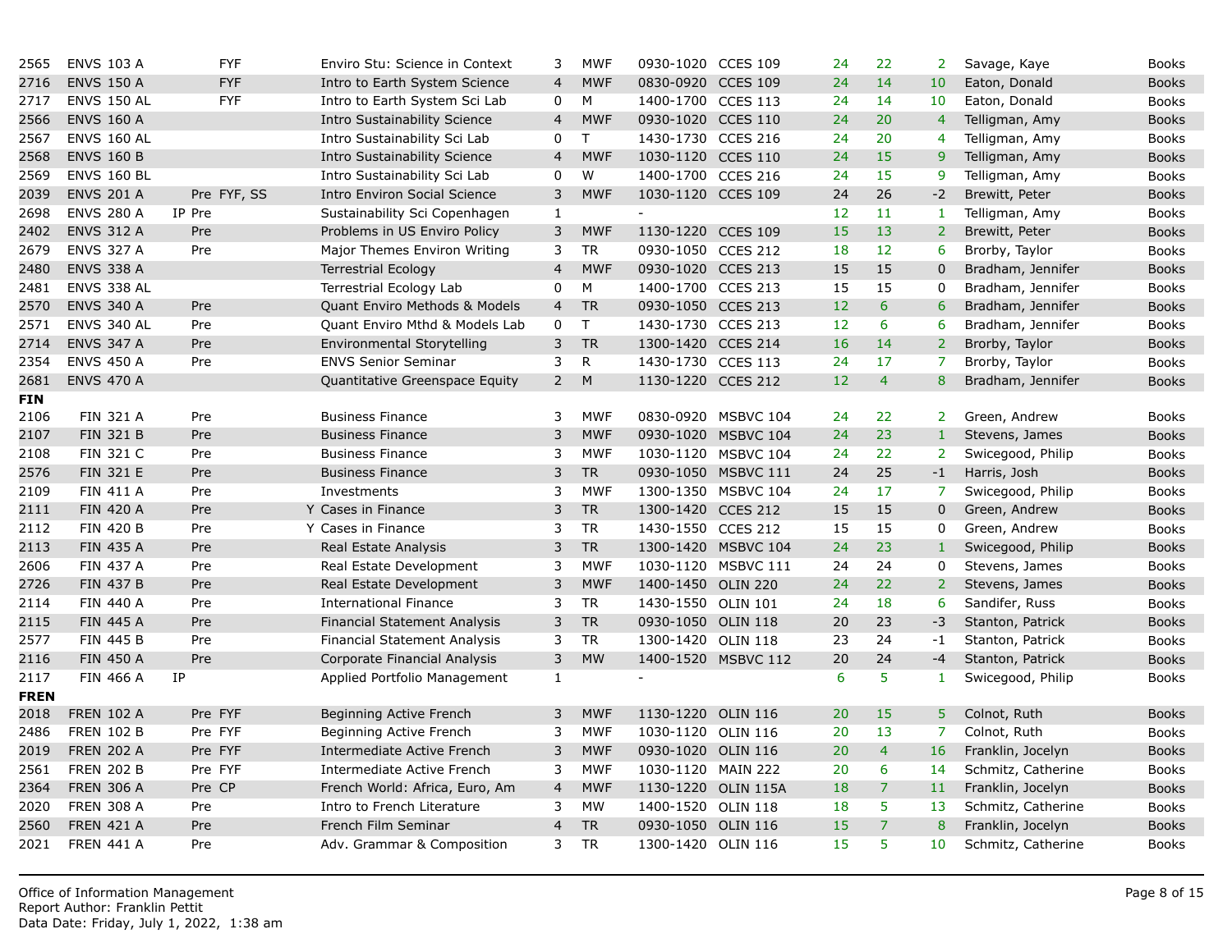| CRN | Course | Attr | | Restr | Title | Cr | Days | Time | Room | Cap | Enr | Avail | Instructor | Books |
|---|---|---|---|---|---|---|---|---|---|---|---|---|---|---|
| 2565 | ENVS 103 A | | | FYF | Enviro Stu: Science in Context | 3 | MWF | 0930-1020 | CCES 109 | 24 | 22 | 2 | Savage, Kaye | Books |
| 2716 | ENVS 150 A | | | FYF | Intro to Earth System Science | 4 | MWF | 0830-0920 | CCES 109 | 24 | 14 | 10 | Eaton, Donald | Books |
| 2717 | ENVS 150 AL | | | FYF | Intro to Earth System Sci Lab | 0 | M | 1400-1700 | CCES 113 | 24 | 14 | 10 | Eaton, Donald | Books |
| 2566 | ENVS 160 A | | | | Intro Sustainability Science | 4 | MWF | 0930-1020 | CCES 110 | 24 | 20 | 4 | Telligman, Amy | Books |
| 2567 | ENVS 160 AL | | | | Intro Sustainability Sci Lab | 0 | T | 1430-1730 | CCES 216 | 24 | 20 | 4 | Telligman, Amy | Books |
| 2568 | ENVS 160 B | | | | Intro Sustainability Science | 4 | MWF | 1030-1120 | CCES 110 | 24 | 15 | 9 | Telligman, Amy | Books |
| 2569 | ENVS 160 BL | | | | Intro Sustainability Sci Lab | 0 | W | 1400-1700 | CCES 216 | 24 | 15 | 9 | Telligman, Amy | Books |
| 2039 | ENVS 201 A | | Pre | FYF, SS | Intro Environ Social Science | 3 | MWF | 1030-1120 | CCES 109 | 24 | 26 | -2 | Brewitt, Peter | Books |
| 2698 | ENVS 280 A | IP | Pre | | Sustainability Sci Copenhagen | 1 | | - | | 12 | 11 | 1 | Telligman, Amy | Books |
| 2402 | ENVS 312 A | | Pre | | Problems in US Enviro Policy | 3 | MWF | 1130-1220 | CCES 109 | 15 | 13 | 2 | Brewitt, Peter | Books |
| 2679 | ENVS 327 A | | Pre | | Major Themes Environ Writing | 3 | TR | 0930-1050 | CCES 212 | 18 | 12 | 6 | Brorby, Taylor | Books |
| 2480 | ENVS 338 A | | | | Terrestrial Ecology | 4 | MWF | 0930-1020 | CCES 213 | 15 | 15 | 0 | Bradham, Jennifer | Books |
| 2481 | ENVS 338 AL | | | | Terrestrial Ecology Lab | 0 | M | 1400-1700 | CCES 213 | 15 | 15 | 0 | Bradham, Jennifer | Books |
| 2570 | ENVS 340 A | | Pre | | Quant Enviro Methods & Models | 4 | TR | 0930-1050 | CCES 213 | 12 | 6 | 6 | Bradham, Jennifer | Books |
| 2571 | ENVS 340 AL | | Pre | | Quant Enviro Mthd & Models Lab | 0 | T | 1430-1730 | CCES 213 | 12 | 6 | 6 | Bradham, Jennifer | Books |
| 2714 | ENVS 347 A | | Pre | | Environmental Storytelling | 3 | TR | 1300-1420 | CCES 214 | 16 | 14 | 2 | Brorby, Taylor | Books |
| 2354 | ENVS 450 A | | Pre | | ENVS Senior Seminar | 3 | R | 1430-1730 | CCES 113 | 24 | 17 | 7 | Brorby, Taylor | Books |
| 2681 | ENVS 470 A | | | | Quantitative Greenspace Equity | 2 | M | 1130-1220 | CCES 212 | 12 | 4 | 8 | Bradham, Jennifer | Books |
| **FIN** | | | | | | | | | | | | | | |
| 2106 | FIN 321 A | | Pre | | Business Finance | 3 | MWF | 0830-0920 | MSBVC 104 | 24 | 22 | 2 | Green, Andrew | Books |
| 2107 | FIN 321 B | | Pre | | Business Finance | 3 | MWF | 0930-1020 | MSBVC 104 | 24 | 23 | 1 | Stevens, James | Books |
| 2108 | FIN 321 C | | Pre | | Business Finance | 3 | MWF | 1030-1120 | MSBVC 104 | 24 | 22 | 2 | Swicegood, Philip | Books |
| 2576 | FIN 321 E | | Pre | | Business Finance | 3 | TR | 0930-1050 | MSBVC 111 | 24 | 25 | -1 | Harris, Josh | Books |
| 2109 | FIN 411 A | | Pre | | Investments | 3 | MWF | 1300-1350 | MSBVC 104 | 24 | 17 | 7 | Swicegood, Philip | Books |
| 2111 | FIN 420 A | | Pre | Y | Cases in Finance | 3 | TR | 1300-1420 | CCES 212 | 15 | 15 | 0 | Green, Andrew | Books |
| 2112 | FIN 420 B | | Pre | Y | Cases in Finance | 3 | TR | 1430-1550 | CCES 212 | 15 | 15 | 0 | Green, Andrew | Books |
| 2113 | FIN 435 A | | Pre | | Real Estate Analysis | 3 | TR | 1300-1420 | MSBVC 104 | 24 | 23 | 1 | Swicegood, Philip | Books |
| 2606 | FIN 437 A | | Pre | | Real Estate Development | 3 | MWF | 1030-1120 | MSBVC 111 | 24 | 24 | 0 | Stevens, James | Books |
| 2726 | FIN 437 B | | Pre | | Real Estate Development | 3 | MWF | 1400-1450 | OLIN 220 | 24 | 22 | 2 | Stevens, James | Books |
| 2114 | FIN 440 A | | Pre | | International Finance | 3 | TR | 1430-1550 | OLIN 101 | 24 | 18 | 6 | Sandifer, Russ | Books |
| 2115 | FIN 445 A | | Pre | | Financial Statement Analysis | 3 | TR | 0930-1050 | OLIN 118 | 20 | 23 | -3 | Stanton, Patrick | Books |
| 2577 | FIN 445 B | | Pre | | Financial Statement Analysis | 3 | TR | 1300-1420 | OLIN 118 | 23 | 24 | -1 | Stanton, Patrick | Books |
| 2116 | FIN 450 A | | Pre | | Corporate Financial Analysis | 3 | MW | 1400-1520 | MSBVC 112 | 20 | 24 | -4 | Stanton, Patrick | Books |
| 2117 | FIN 466 A | IP | | | Applied Portfolio Management | 1 | | - | | 6 | 5 | 1 | Swicegood, Philip | Books |
| **FREN** | | | | | | | | | | | | | | |
| 2018 | FREN 102 A | | Pre | FYF | Beginning Active French | 3 | MWF | 1130-1220 | OLIN 116 | 20 | 15 | 5 | Colnot, Ruth | Books |
| 2486 | FREN 102 B | | Pre | FYF | Beginning Active French | 3 | MWF | 1030-1120 | OLIN 116 | 20 | 13 | 7 | Colnot, Ruth | Books |
| 2019 | FREN 202 A | | Pre | FYF | Intermediate Active French | 3 | MWF | 0930-1020 | OLIN 116 | 20 | 4 | 16 | Franklin, Jocelyn | Books |
| 2561 | FREN 202 B | | Pre | FYF | Intermediate Active French | 3 | MWF | 1030-1120 | MAIN 222 | 20 | 6 | 14 | Schmitz, Catherine | Books |
| 2364 | FREN 306 A | | Pre | CP | French World: Africa, Euro, Am | 4 | MWF | 1130-1220 | OLIN 115A | 18 | 7 | 11 | Franklin, Jocelyn | Books |
| 2020 | FREN 308 A | | Pre | | Intro to French Literature | 3 | MW | 1400-1520 | OLIN 118 | 18 | 5 | 13 | Schmitz, Catherine | Books |
| 2560 | FREN 421 A | | Pre | | French Film Seminar | 4 | TR | 0930-1050 | OLIN 116 | 15 | 7 | 8 | Franklin, Jocelyn | Books |
| 2021 | FREN 441 A | | Pre | | Adv. Grammar & Composition | 3 | TR | 1300-1420 | OLIN 116 | 15 | 5 | 10 | Schmitz, Catherine | Books |

Office of Information Management
Report Author: Franklin Pettit
Data Date: Friday, July 1, 2022, 1:38 am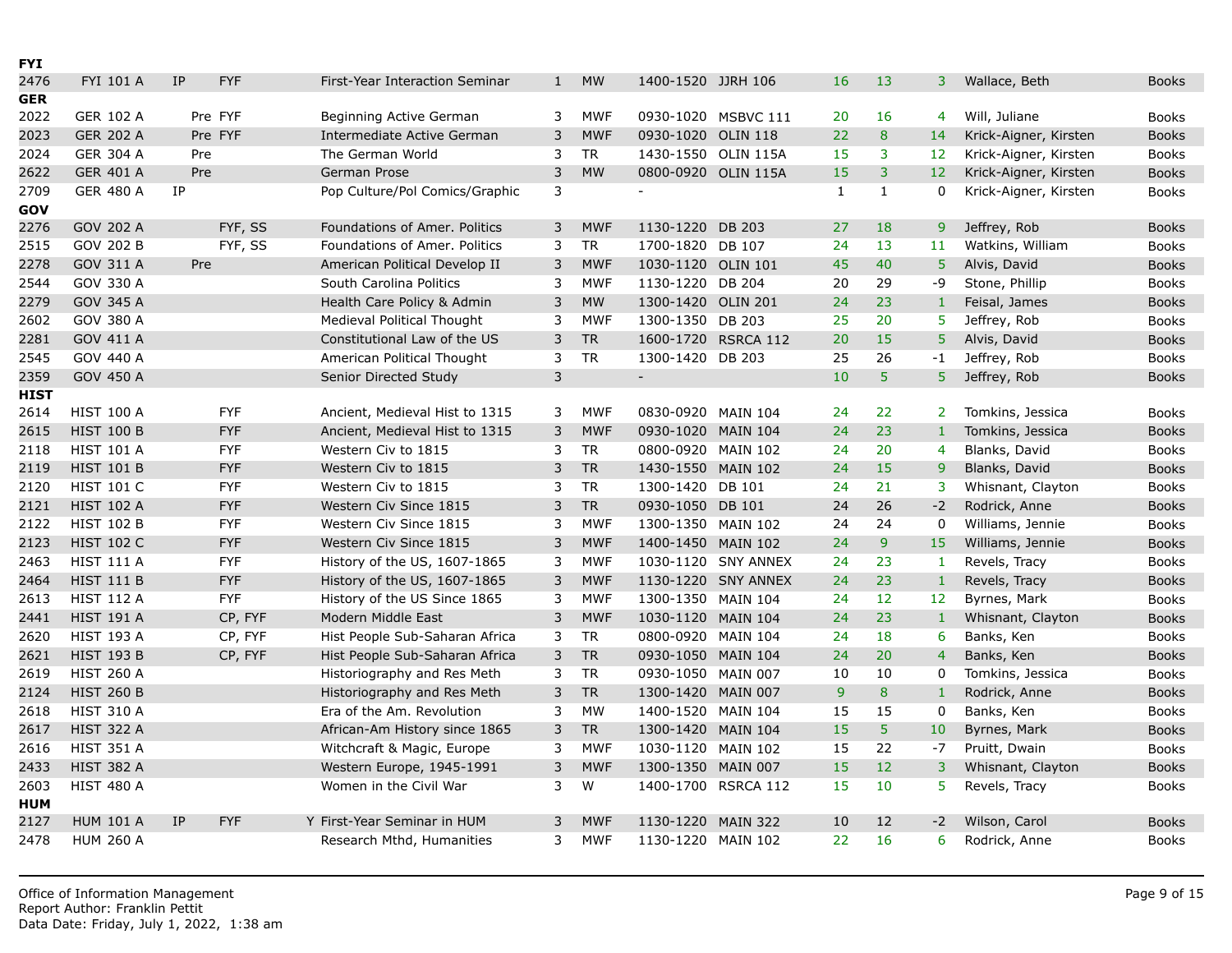| CRN | Course | IP/Pre | Attributes | Flag | Title | Cr | Days | Time | Room | Cap | Enr | Avail | Instructor | Books |
|---|---|---|---|---|---|---|---|---|---|---|---|---|---|---|
| **FYI** | | | | | | | | | | | | | | |
| 2476 | FYI 101 A | IP | FYF | | First-Year Interaction Seminar | 1 | MW | 1400-1520 | JJRH 106 | 16 | 13 | 3 | Wallace, Beth | Books |
| **GER** | | | | | | | | | | | | | | |
| 2022 | GER 102 A | Pre | FYF | | Beginning Active German | 3 | MWF | 0930-1020 | MSBVC 111 | 20 | 16 | 4 | Will, Juliane | Books |
| 2023 | GER 202 A | Pre | FYF | | Intermediate Active German | 3 | MWF | 0930-1020 | OLIN 118 | 22 | 8 | 14 | Krick-Aigner, Kirsten | Books |
| 2024 | GER 304 A | Pre | | | The German World | 3 | TR | 1430-1550 | OLIN 115A | 15 | 3 | 12 | Krick-Aigner, Kirsten | Books |
| 2622 | GER 401 A | Pre | | | German Prose | 3 | MW | 0800-0920 | OLIN 115A | 15 | 3 | 12 | Krick-Aigner, Kirsten | Books |
| 2709 | GER 480 A | IP | | | Pop Culture/Pol Comics/Graphic | 3 | | - | | 1 | 1 | 0 | Krick-Aigner, Kirsten | Books |
| **GOV** | | | | | | | | | | | | | | |
| 2276 | GOV 202 A | | FYF, SS | | Foundations of Amer. Politics | 3 | MWF | 1130-1220 | DB 203 | 27 | 18 | 9 | Jeffrey, Rob | Books |
| 2515 | GOV 202 B | | FYF, SS | | Foundations of Amer. Politics | 3 | TR | 1700-1820 | DB 107 | 24 | 13 | 11 | Watkins, William | Books |
| 2278 | GOV 311 A | Pre | | | American Political Develop II | 3 | MWF | 1030-1120 | OLIN 101 | 45 | 40 | 5 | Alvis, David | Books |
| 2544 | GOV 330 A | | | | South Carolina Politics | 3 | MWF | 1130-1220 | DB 204 | 20 | 29 | -9 | Stone, Phillip | Books |
| 2279 | GOV 345 A | | | | Health Care Policy & Admin | 3 | MW | 1300-1420 | OLIN 201 | 24 | 23 | 1 | Feisal, James | Books |
| 2602 | GOV 380 A | | | | Medieval Political Thought | 3 | MWF | 1300-1350 | DB 203 | 25 | 20 | 5 | Jeffrey, Rob | Books |
| 2281 | GOV 411 A | | | | Constitutional Law of the US | 3 | TR | 1600-1720 | RSRCA 112 | 20 | 15 | 5 | Alvis, David | Books |
| 2545 | GOV 440 A | | | | American Political Thought | 3 | TR | 1300-1420 | DB 203 | 25 | 26 | -1 | Jeffrey, Rob | Books |
| 2359 | GOV 450 A | | | | Senior Directed Study | 3 | | - | | 10 | 5 | 5 | Jeffrey, Rob | Books |
| **HIST** | | | | | | | | | | | | | | |
| 2614 | HIST 100 A | | FYF | | Ancient, Medieval Hist to 1315 | 3 | MWF | 0830-0920 | MAIN 104 | 24 | 22 | 2 | Tomkins, Jessica | Books |
| 2615 | HIST 100 B | | FYF | | Ancient, Medieval Hist to 1315 | 3 | MWF | 0930-1020 | MAIN 104 | 24 | 23 | 1 | Tomkins, Jessica | Books |
| 2118 | HIST 101 A | | FYF | | Western Civ to 1815 | 3 | TR | 0800-0920 | MAIN 102 | 24 | 20 | 4 | Blanks, David | Books |
| 2119 | HIST 101 B | | FYF | | Western Civ to 1815 | 3 | TR | 1430-1550 | MAIN 102 | 24 | 15 | 9 | Blanks, David | Books |
| 2120 | HIST 101 C | | FYF | | Western Civ to 1815 | 3 | TR | 1300-1420 | DB 101 | 24 | 21 | 3 | Whisnant, Clayton | Books |
| 2121 | HIST 102 A | | FYF | | Western Civ Since 1815 | 3 | TR | 0930-1050 | DB 101 | 24 | 26 | -2 | Rodrick, Anne | Books |
| 2122 | HIST 102 B | | FYF | | Western Civ Since 1815 | 3 | MWF | 1300-1350 | MAIN 102 | 24 | 24 | 0 | Williams, Jennie | Books |
| 2123 | HIST 102 C | | FYF | | Western Civ Since 1815 | 3 | MWF | 1400-1450 | MAIN 102 | 24 | 9 | 15 | Williams, Jennie | Books |
| 2463 | HIST 111 A | | FYF | | History of the US, 1607-1865 | 3 | MWF | 1030-1120 | SNY ANNEX | 24 | 23 | 1 | Revels, Tracy | Books |
| 2464 | HIST 111 B | | FYF | | History of the US, 1607-1865 | 3 | MWF | 1130-1220 | SNY ANNEX | 24 | 23 | 1 | Revels, Tracy | Books |
| 2613 | HIST 112 A | | FYF | | History of the US Since 1865 | 3 | MWF | 1300-1350 | MAIN 104 | 24 | 12 | 12 | Byrnes, Mark | Books |
| 2441 | HIST 191 A | | CP, FYF | | Modern Middle East | 3 | MWF | 1030-1120 | MAIN 104 | 24 | 23 | 1 | Whisnant, Clayton | Books |
| 2620 | HIST 193 A | | CP, FYF | | Hist People Sub-Saharan Africa | 3 | TR | 0800-0920 | MAIN 104 | 24 | 18 | 6 | Banks, Ken | Books |
| 2621 | HIST 193 B | | CP, FYF | | Hist People Sub-Saharan Africa | 3 | TR | 0930-1050 | MAIN 104 | 24 | 20 | 4 | Banks, Ken | Books |
| 2619 | HIST 260 A | | | | Historiography and Res Meth | 3 | TR | 0930-1050 | MAIN 007 | 10 | 10 | 0 | Tomkins, Jessica | Books |
| 2124 | HIST 260 B | | | | Historiography and Res Meth | 3 | TR | 1300-1420 | MAIN 007 | 9 | 8 | 1 | Rodrick, Anne | Books |
| 2618 | HIST 310 A | | | | Era of the Am. Revolution | 3 | MW | 1400-1520 | MAIN 104 | 15 | 15 | 0 | Banks, Ken | Books |
| 2617 | HIST 322 A | | | | African-Am History since 1865 | 3 | TR | 1300-1420 | MAIN 104 | 15 | 5 | 10 | Byrnes, Mark | Books |
| 2616 | HIST 351 A | | | | Witchcraft & Magic, Europe | 3 | MWF | 1030-1120 | MAIN 102 | 15 | 22 | -7 | Pruitt, Dwain | Books |
| 2433 | HIST 382 A | | | | Western Europe, 1945-1991 | 3 | MWF | 1300-1350 | MAIN 007 | 15 | 12 | 3 | Whisnant, Clayton | Books |
| 2603 | HIST 480 A | | | | Women in the Civil War | 3 | W | 1400-1700 | RSRCA 112 | 15 | 10 | 5 | Revels, Tracy | Books |
| **HUM** | | | | | | | | | | | | | | |
| 2127 | HUM 101 A | IP | FYF | Y | First-Year Seminar in HUM | 3 | MWF | 1130-1220 | MAIN 322 | 10 | 12 | -2 | Wilson, Carol | Books |
| 2478 | HUM 260 A | | | | Research Mthd, Humanities | 3 | MWF | 1130-1220 | MAIN 102 | 22 | 16 | 6 | Rodrick, Anne | Books |

Office of Information Management
Report Author: Franklin Pettit
Data Date: Friday, July 1, 2022, 1:38 am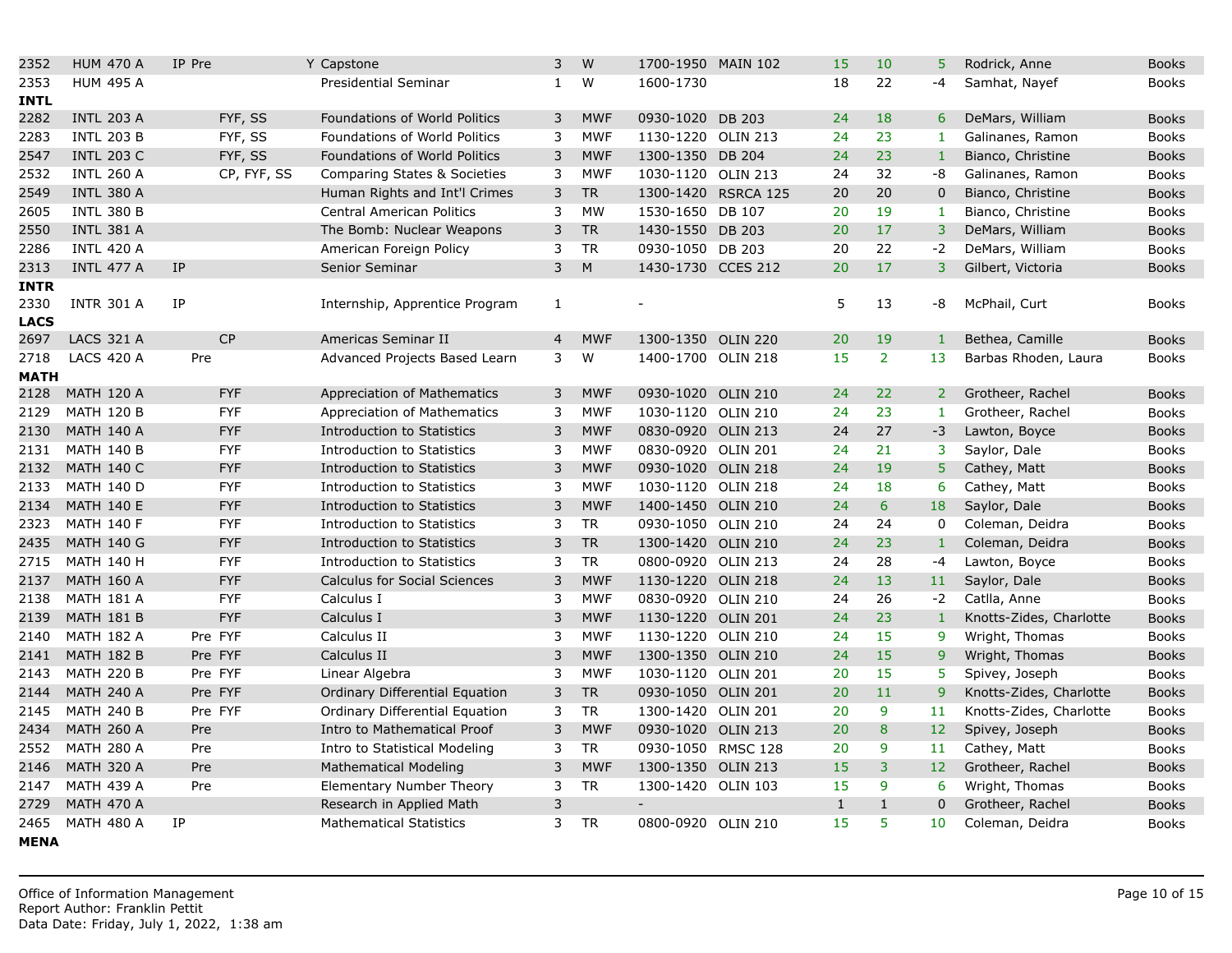| | | | | | | | | | | | | | | |
|---|---|---|---|---|---|---|---|---|---|---|---|---|---|---|
| 2352 | HUM 470 A | IP Pre | | Y | Capstone | 3 | W | 1700-1950 | MAIN 102 | 15 | 10 | 5 | Rodrick, Anne | Books |
| 2353 | HUM 495 A | | | | Presidential Seminar | 1 | W | 1600-1730 | | 18 | 22 | -4 | Samhat, Nayef | Books |
| **INTL** | | | | | | | | | | | | | | |
| 2282 | INTL 203 A | | FYF, SS | | Foundations of World Politics | 3 | MWF | 0930-1020 | DB 203 | 24 | 18 | 6 | DeMars, William | Books |
| 2283 | INTL 203 B | | FYF, SS | | Foundations of World Politics | 3 | MWF | 1130-1220 | OLIN 213 | 24 | 23 | 1 | Galinanes, Ramon | Books |
| 2547 | INTL 203 C | | FYF, SS | | Foundations of World Politics | 3 | MWF | 1300-1350 | DB 204 | 24 | 23 | 1 | Bianco, Christine | Books |
| 2532 | INTL 260 A | | CP, FYF, SS | | Comparing States & Societies | 3 | MWF | 1030-1120 | OLIN 213 | 24 | 32 | -8 | Galinanes, Ramon | Books |
| 2549 | INTL 380 A | | | | Human Rights and Int'l Crimes | 3 | TR | 1300-1420 | RSRCA 125 | 20 | 20 | 0 | Bianco, Christine | Books |
| 2605 | INTL 380 B | | | | Central American Politics | 3 | MW | 1530-1650 | DB 107 | 20 | 19 | 1 | Bianco, Christine | Books |
| 2550 | INTL 381 A | | | | The Bomb: Nuclear Weapons | 3 | TR | 1430-1550 | DB 203 | 20 | 17 | 3 | DeMars, William | Books |
| 2286 | INTL 420 A | | | | American Foreign Policy | 3 | TR | 0930-1050 | DB 203 | 20 | 22 | -2 | DeMars, William | Books |
| 2313 | INTL 477 A | IP | | | Senior Seminar | 3 | M | 1430-1730 | CCES 212 | 20 | 17 | 3 | Gilbert, Victoria | Books |
| **INTR** | | | | | | | | | | | | | | |
| 2330 | INTR 301 A | IP | | | Internship, Apprentice Program | 1 | | - | | 5 | 13 | -8 | McPhail, Curt | Books |
| **LACS** | | | | | | | | | | | | | | |
| 2697 | LACS 321 A | | CP | | Americas Seminar II | 4 | MWF | 1300-1350 | OLIN 220 | 20 | 19 | 1 | Bethea, Camille | Books |
| 2718 | LACS 420 A | Pre | | | Advanced Projects Based Learn | 3 | W | 1400-1700 | OLIN 218 | 15 | 2 | 13 | Barbas Rhoden, Laura | Books |
| **MATH** | | | | | | | | | | | | | | |
| 2128 | MATH 120 A | | FYF | | Appreciation of Mathematics | 3 | MWF | 0930-1020 | OLIN 210 | 24 | 22 | 2 | Grotheer, Rachel | Books |
| 2129 | MATH 120 B | | FYF | | Appreciation of Mathematics | 3 | MWF | 1030-1120 | OLIN 210 | 24 | 23 | 1 | Grotheer, Rachel | Books |
| 2130 | MATH 140 A | | FYF | | Introduction to Statistics | 3 | MWF | 0830-0920 | OLIN 213 | 24 | 27 | -3 | Lawton, Boyce | Books |
| 2131 | MATH 140 B | | FYF | | Introduction to Statistics | 3 | MWF | 0830-0920 | OLIN 201 | 24 | 21 | 3 | Saylor, Dale | Books |
| 2132 | MATH 140 C | | FYF | | Introduction to Statistics | 3 | MWF | 0930-1020 | OLIN 218 | 24 | 19 | 5 | Cathey, Matt | Books |
| 2133 | MATH 140 D | | FYF | | Introduction to Statistics | 3 | MWF | 1030-1120 | OLIN 218 | 24 | 18 | 6 | Cathey, Matt | Books |
| 2134 | MATH 140 E | | FYF | | Introduction to Statistics | 3 | MWF | 1400-1450 | OLIN 210 | 24 | 6 | 18 | Saylor, Dale | Books |
| 2323 | MATH 140 F | | FYF | | Introduction to Statistics | 3 | TR | 0930-1050 | OLIN 210 | 24 | 24 | 0 | Coleman, Deidra | Books |
| 2435 | MATH 140 G | | FYF | | Introduction to Statistics | 3 | TR | 1300-1420 | OLIN 210 | 24 | 23 | 1 | Coleman, Deidra | Books |
| 2715 | MATH 140 H | | FYF | | Introduction to Statistics | 3 | TR | 0800-0920 | OLIN 213 | 24 | 28 | -4 | Lawton, Boyce | Books |
| 2137 | MATH 160 A | | FYF | | Calculus for Social Sciences | 3 | MWF | 1130-1220 | OLIN 218 | 24 | 13 | 11 | Saylor, Dale | Books |
| 2138 | MATH 181 A | | FYF | | Calculus I | 3 | MWF | 0830-0920 | OLIN 210 | 24 | 26 | -2 | Catlla, Anne | Books |
| 2139 | MATH 181 B | | FYF | | Calculus I | 3 | MWF | 1130-1220 | OLIN 201 | 24 | 23 | 1 | Knotts-Zides, Charlotte | Books |
| 2140 | MATH 182 A | Pre | FYF | | Calculus II | 3 | MWF | 1130-1220 | OLIN 210 | 24 | 15 | 9 | Wright, Thomas | Books |
| 2141 | MATH 182 B | Pre | FYF | | Calculus II | 3 | MWF | 1300-1350 | OLIN 210 | 24 | 15 | 9 | Wright, Thomas | Books |
| 2143 | MATH 220 B | Pre | FYF | | Linear Algebra | 3 | MWF | 1030-1120 | OLIN 201 | 20 | 15 | 5 | Spivey, Joseph | Books |
| 2144 | MATH 240 A | Pre | FYF | | Ordinary Differential Equation | 3 | TR | 0930-1050 | OLIN 201 | 20 | 11 | 9 | Knotts-Zides, Charlotte | Books |
| 2145 | MATH 240 B | Pre | FYF | | Ordinary Differential Equation | 3 | TR | 1300-1420 | OLIN 201 | 20 | 9 | 11 | Knotts-Zides, Charlotte | Books |
| 2434 | MATH 260 A | Pre | | | Intro to Mathematical Proof | 3 | MWF | 0930-1020 | OLIN 213 | 20 | 8 | 12 | Spivey, Joseph | Books |
| 2552 | MATH 280 A | Pre | | | Intro to Statistical Modeling | 3 | TR | 0930-1050 | RMSC 128 | 20 | 9 | 11 | Cathey, Matt | Books |
| 2146 | MATH 320 A | Pre | | | Mathematical Modeling | 3 | MWF | 1300-1350 | OLIN 213 | 15 | 3 | 12 | Grotheer, Rachel | Books |
| 2147 | MATH 439 A | Pre | | | Elementary Number Theory | 3 | TR | 1300-1420 | OLIN 103 | 15 | 9 | 6 | Wright, Thomas | Books |
| 2729 | MATH 470 A | | | | Research in Applied Math | 3 | | - | | 1 | 1 | 0 | Grotheer, Rachel | Books |
| 2465 | MATH 480 A | IP | | | Mathematical Statistics | 3 | TR | 0800-0920 | OLIN 210 | 15 | 5 | 10 | Coleman, Deidra | Books |
| **MENA** | | | | | | | | | | | | | | |

Office of Information Management
Report Author: Franklin Pettit
Data Date: Friday, July 1, 2022, 1:38 am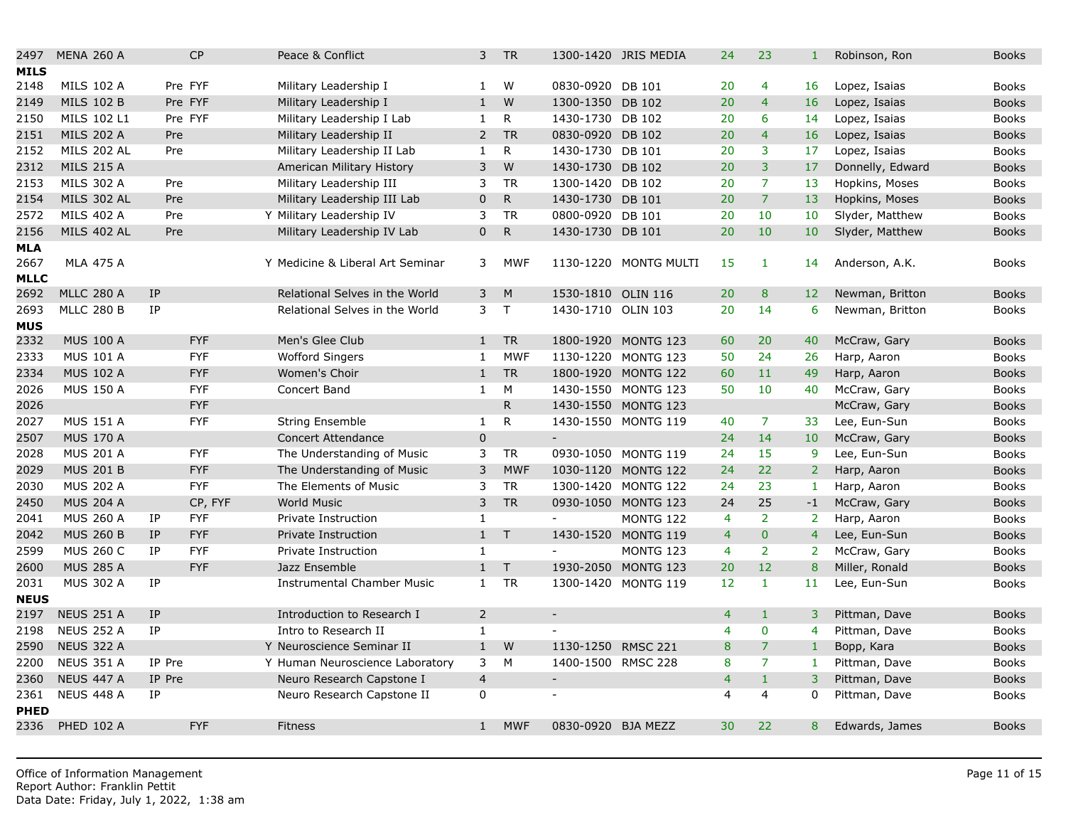| CRN | Course | IP | Pre | Attr | Lab | Title | Cr | Days | Time | Room | Cap | Enr | Avail | Instructor | Books |
|---|---|---|---|---|---|---|---|---|---|---|---|---|---|---|---|
| 2497 | MENA 260 A | | | CP | | Peace & Conflict | 3 | TR | 1300-1420 | JRIS MEDIA | 24 | 23 | 1 | Robinson, Ron | Books |
| **MILS** | | | | | | | | | | | | | | | |
| 2148 | MILS 102 A | | Pre | FYF | | Military Leadership I | 1 | W | 0830-0920 | DB 101 | 20 | 4 | 16 | Lopez, Isaias | Books |
| 2149 | MILS 102 B | | Pre | FYF | | Military Leadership I | 1 | W | 1300-1350 | DB 102 | 20 | 4 | 16 | Lopez, Isaias | Books |
| 2150 | MILS 102 L1 | | Pre | FYF | | Military Leadership I Lab | 1 | R | 1430-1730 | DB 102 | 20 | 6 | 14 | Lopez, Isaias | Books |
| 2151 | MILS 202 A | | Pre | | | Military Leadership II | 2 | TR | 0830-0920 | DB 102 | 20 | 4 | 16 | Lopez, Isaias | Books |
| 2152 | MILS 202 AL | | Pre | | | Military Leadership II Lab | 1 | R | 1430-1730 | DB 101 | 20 | 3 | 17 | Lopez, Isaias | Books |
| 2312 | MILS 215 A | | | | | American Military History | 3 | W | 1430-1730 | DB 102 | 20 | 3 | 17 | Donnelly, Edward | Books |
| 2153 | MILS 302 A | | Pre | | | Military Leadership III | 3 | TR | 1300-1420 | DB 102 | 20 | 7 | 13 | Hopkins, Moses | Books |
| 2154 | MILS 302 AL | | Pre | | | Military Leadership III Lab | 0 | R | 1430-1730 | DB 101 | 20 | 7 | 13 | Hopkins, Moses | Books |
| 2572 | MILS 402 A | | Pre | | Y | Military Leadership IV | 3 | TR | 0800-0920 | DB 101 | 20 | 10 | 10 | Slyder, Matthew | Books |
| 2156 | MILS 402 AL | | Pre | | | Military Leadership IV Lab | 0 | R | 1430-1730 | DB 101 | 20 | 10 | 10 | Slyder, Matthew | Books |
| **MLA** | | | | | | | | | | | | | | | |
| 2667 | MLA 475 A | | | | Y | Medicine & Liberal Art Seminar | 3 | MWF | 1130-1220 | MONTG MULTI | 15 | 1 | 14 | Anderson, A.K. | Books |
| **MLLC** | | | | | | | | | | | | | | | |
| 2692 | MLLC 280 A | IP | | | | Relational Selves in the World | 3 | M | 1530-1810 | OLIN 116 | 20 | 8 | 12 | Newman, Britton | Books |
| 2693 | MLLC 280 B | IP | | | | Relational Selves in the World | 3 | T | 1430-1710 | OLIN 103 | 20 | 14 | 6 | Newman, Britton | Books |
| **MUS** | | | | | | | | | | | | | | | |
| 2332 | MUS 100 A | | | FYF | | Men's Glee Club | 1 | TR | 1800-1920 | MONTG 123 | 60 | 20 | 40 | McCraw, Gary | Books |
| 2333 | MUS 101 A | | | FYF | | Wofford Singers | 1 | MWF | 1130-1220 | MONTG 123 | 50 | 24 | 26 | Harp, Aaron | Books |
| 2334 | MUS 102 A | | | FYF | | Women's Choir | 1 | TR | 1800-1920 | MONTG 122 | 60 | 11 | 49 | Harp, Aaron | Books |
| 2026 | MUS 150 A | | | FYF | | Concert Band | 1 | M | 1430-1550 | MONTG 123 | 50 | 10 | 40 | McCraw, Gary | Books |
| 2026 | | | | FYF | | | | R | 1430-1550 | MONTG 123 | | | | McCraw, Gary | Books |
| 2027 | MUS 151 A | | | FYF | | String Ensemble | 1 | R | 1430-1550 | MONTG 119 | 40 | 7 | 33 | Lee, Eun-Sun | Books |
| 2507 | MUS 170 A | | | | | Concert Attendance | 0 | | - | | 24 | 14 | 10 | McCraw, Gary | Books |
| 2028 | MUS 201 A | | | FYF | | The Understanding of Music | 3 | TR | 0930-1050 | MONTG 119 | 24 | 15 | 9 | Lee, Eun-Sun | Books |
| 2029 | MUS 201 B | | | FYF | | The Understanding of Music | 3 | MWF | 1030-1120 | MONTG 122 | 24 | 22 | 2 | Harp, Aaron | Books |
| 2030 | MUS 202 A | | | FYF | | The Elements of Music | 3 | TR | 1300-1420 | MONTG 122 | 24 | 23 | 1 | Harp, Aaron | Books |
| 2450 | MUS 204 A | | | CP, FYF | | World Music | 3 | TR | 0930-1050 | MONTG 123 | 24 | 25 | -1 | McCraw, Gary | Books |
| 2041 | MUS 260 A | IP | | FYF | | Private Instruction | 1 | | - | MONTG 122 | 4 | 2 | 2 | Harp, Aaron | Books |
| 2042 | MUS 260 B | IP | | FYF | | Private Instruction | 1 | T | 1430-1520 | MONTG 119 | 4 | 0 | 4 | Lee, Eun-Sun | Books |
| 2599 | MUS 260 C | IP | | FYF | | Private Instruction | 1 | | - | MONTG 123 | 4 | 2 | 2 | McCraw, Gary | Books |
| 2600 | MUS 285 A | | | FYF | | Jazz Ensemble | 1 | T | 1930-2050 | MONTG 123 | 20 | 12 | 8 | Miller, Ronald | Books |
| 2031 | MUS 302 A | IP | | | | Instrumental Chamber Music | 1 | TR | 1300-1420 | MONTG 119 | 12 | 1 | 11 | Lee, Eun-Sun | Books |
| **NEUS** | | | | | | | | | | | | | | | |
| 2197 | NEUS 251 A | IP | | | | Introduction to Research I | 2 | | - | | 4 | 1 | 3 | Pittman, Dave | Books |
| 2198 | NEUS 252 A | IP | | | | Intro to Research II | 1 | | - | | 4 | 0 | 4 | Pittman, Dave | Books |
| 2590 | NEUS 322 A | | | | Y | Neuroscience Seminar II | 1 | W | 1130-1250 | RMSC 221 | 8 | 7 | 1 | Bopp, Kara | Books |
| 2200 | NEUS 351 A | IP | Pre | | Y | Human Neuroscience Laboratory | 3 | M | 1400-1500 | RMSC 228 | 8 | 7 | 1 | Pittman, Dave | Books |
| 2360 | NEUS 447 A | IP | Pre | | | Neuro Research Capstone I | 4 | | - | | 4 | 1 | 3 | Pittman, Dave | Books |
| 2361 | NEUS 448 A | IP | | | | Neuro Research Capstone II | 0 | | - | | 4 | 4 | 0 | Pittman, Dave | Books |
| **PHED** | | | | | | | | | | | | | | | |
| 2336 | PHED 102 A | | | FYF | | Fitness | 1 | MWF | 0830-0920 | BJA MEZZ | 30 | 22 | 8 | Edwards, James | Books |

Office of Information Management
Report Author: Franklin Pettit
Data Date: Friday, July 1, 2022, 1:38 am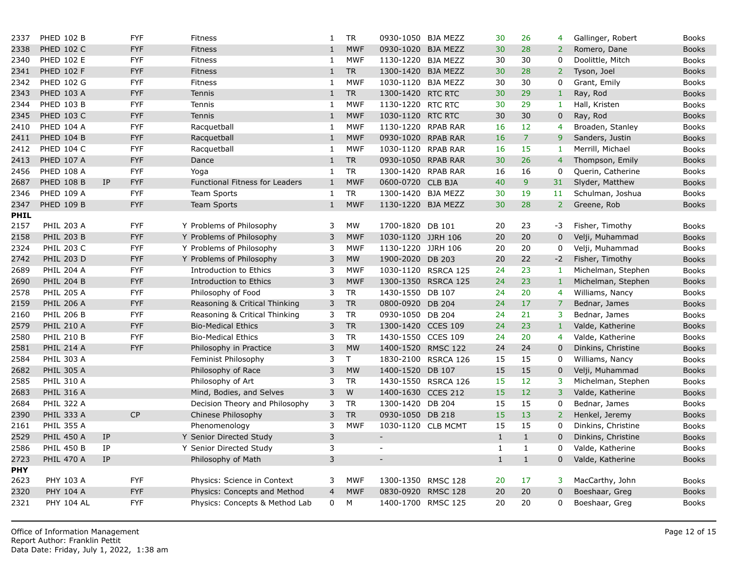| | | | | | | | | | | | | | |
|---|---|---|---|---|---|---|---|---|---|---|---|---|---|
| 2337 | PHED 102 B | | FYF | | Fitness | 1 | TR | 0930-1050 | BJA MEZZ | 30 | 26 | 4 | Gallinger, Robert | Books |
| 2338 | PHED 102 C | | FYF | | Fitness | 1 | MWF | 0930-1020 | BJA MEZZ | 30 | 28 | 2 | Romero, Dane | Books |
| 2340 | PHED 102 E | | FYF | | Fitness | 1 | MWF | 1130-1220 | BJA MEZZ | 30 | 30 | 0 | Doolittle, Mitch | Books |
| 2341 | PHED 102 F | | FYF | | Fitness | 1 | TR | 1300-1420 | BJA MEZZ | 30 | 28 | 2 | Tyson, Joel | Books |
| 2342 | PHED 102 G | | FYF | | Fitness | 1 | MWF | 1030-1120 | BJA MEZZ | 30 | 30 | 0 | Grant, Emily | Books |
| 2343 | PHED 103 A | | FYF | | Tennis | 1 | TR | 1300-1420 | RTC RTC | 30 | 29 | 1 | Ray, Rod | Books |
| 2344 | PHED 103 B | | FYF | | Tennis | 1 | MWF | 1130-1220 | RTC RTC | 30 | 29 | 1 | Hall, Kristen | Books |
| 2345 | PHED 103 C | | FYF | | Tennis | 1 | MWF | 1030-1120 | RTC RTC | 30 | 30 | 0 | Ray, Rod | Books |
| 2410 | PHED 104 A | | FYF | | Racquetball | 1 | MWF | 1130-1220 | RPAB RAR | 16 | 12 | 4 | Broaden, Stanley | Books |
| 2411 | PHED 104 B | | FYF | | Racquetball | 1 | MWF | 0930-1020 | RPAB RAR | 16 | 7 | 9 | Sanders, Justin | Books |
| 2412 | PHED 104 C | | FYF | | Racquetball | 1 | MWF | 1030-1120 | RPAB RAR | 16 | 15 | 1 | Merrill, Michael | Books |
| 2413 | PHED 107 A | | FYF | | Dance | 1 | TR | 0930-1050 | RPAB RAR | 30 | 26 | 4 | Thompson, Emily | Books |
| 2456 | PHED 108 A | | FYF | | Yoga | 1 | TR | 1300-1420 | RPAB RAR | 16 | 16 | 0 | Querin, Catherine | Books |
| 2687 | PHED 108 B | IP | FYF | | Functional Fitness for Leaders | 1 | MWF | 0600-0720 | CLB BJA | 40 | 9 | 31 | Slyder, Matthew | Books |
| 2346 | PHED 109 A | | FYF | | Team Sports | 1 | TR | 1300-1420 | BJA MEZZ | 30 | 19 | 11 | Schulman, Joshua | Books |
| 2347 | PHED 109 B | | FYF | | Team Sports | 1 | MWF | 1130-1220 | BJA MEZZ | 30 | 28 | 2 | Greene, Rob | Books |
| **PHIL** | | | | | | | | | | | | | | |
| 2157 | PHIL 203 A | | FYF | Y | Problems of Philosophy | 3 | MW | 1700-1820 | DB 101 | 20 | 23 | -3 | Fisher, Timothy | Books |
| 2158 | PHIL 203 B | | FYF | Y | Problems of Philosophy | 3 | MWF | 1030-1120 | JJRH 106 | 20 | 20 | 0 | Velji, Muhammad | Books |
| 2324 | PHIL 203 C | | FYF | Y | Problems of Philosophy | 3 | MWF | 1130-1220 | JJRH 106 | 20 | 20 | 0 | Velji, Muhammad | Books |
| 2742 | PHIL 203 D | | FYF | Y | Problems of Philosophy | 3 | MW | 1900-2020 | DB 203 | 20 | 22 | -2 | Fisher, Timothy | Books |
| 2689 | PHIL 204 A | | FYF | | Introduction to Ethics | 3 | MWF | 1030-1120 | RSRCA 125 | 24 | 23 | 1 | Michelman, Stephen | Books |
| 2690 | PHIL 204 B | | FYF | | Introduction to Ethics | 3 | MWF | 1300-1350 | RSRCA 125 | 24 | 23 | 1 | Michelman, Stephen | Books |
| 2578 | PHIL 205 A | | FYF | | Philosophy of Food | 3 | TR | 1430-1550 | DB 107 | 24 | 20 | 4 | Williams, Nancy | Books |
| 2159 | PHIL 206 A | | FYF | | Reasoning & Critical Thinking | 3 | TR | 0800-0920 | DB 204 | 24 | 17 | 7 | Bednar, James | Books |
| 2160 | PHIL 206 B | | FYF | | Reasoning & Critical Thinking | 3 | TR | 0930-1050 | DB 204 | 24 | 21 | 3 | Bednar, James | Books |
| 2579 | PHIL 210 A | | FYF | | Bio-Medical Ethics | 3 | TR | 1300-1420 | CCES 109 | 24 | 23 | 1 | Valde, Katherine | Books |
| 2580 | PHIL 210 B | | FYF | | Bio-Medical Ethics | 3 | TR | 1430-1550 | CCES 109 | 24 | 20 | 4 | Valde, Katherine | Books |
| 2581 | PHIL 214 A | | FYF | | Philosophy in Practice | 3 | MW | 1400-1520 | RMSC 122 | 24 | 24 | 0 | Dinkins, Christine | Books |
| 2584 | PHIL 303 A | | | | Feminist Philosophy | 3 | T | 1830-2100 | RSRCA 126 | 15 | 15 | 0 | Williams, Nancy | Books |
| 2682 | PHIL 305 A | | | | Philosophy of Race | 3 | MW | 1400-1520 | DB 107 | 15 | 15 | 0 | Velji, Muhammad | Books |
| 2585 | PHIL 310 A | | | | Philosophy of Art | 3 | TR | 1430-1550 | RSRCA 126 | 15 | 12 | 3 | Michelman, Stephen | Books |
| 2683 | PHIL 316 A | | | | Mind, Bodies, and Selves | 3 | W | 1400-1630 | CCES 212 | 15 | 12 | 3 | Valde, Katherine | Books |
| 2684 | PHIL 322 A | | | | Decision Theory and Philosophy | 3 | TR | 1300-1420 | DB 204 | 15 | 15 | 0 | Bednar, James | Books |
| 2390 | PHIL 333 A | | CP | | Chinese Philosophy | 3 | TR | 0930-1050 | DB 218 | 15 | 13 | 2 | Henkel, Jeremy | Books |
| 2161 | PHIL 355 A | | | | Phenomenology | 3 | MWF | 1030-1120 | CLB MCMT | 15 | 15 | 0 | Dinkins, Christine | Books |
| 2529 | PHIL 450 A | IP | | Y | Senior Directed Study | 3 | | - | | 1 | 1 | 0 | Dinkins, Christine | Books |
| 2586 | PHIL 450 B | IP | | Y | Senior Directed Study | 3 | | - | | 1 | 1 | 0 | Valde, Katherine | Books |
| 2723 | PHIL 470 A | IP | | | Philosophy of Math | 3 | | - | | 1 | 1 | 0 | Valde, Katherine | Books |
| **PHY** | | | | | | | | | | | | | | |
| 2623 | PHY 103 A | | FYF | | Physics: Science in Context | 3 | MWF | 1300-1350 | RMSC 128 | 20 | 17 | 3 | MacCarthy, John | Books |
| 2320 | PHY 104 A | | FYF | | Physics: Concepts and Method | 4 | MWF | 0830-0920 | RMSC 128 | 20 | 20 | 0 | Boeshaar, Greg | Books |
| 2321 | PHY 104 AL | | FYF | | Physics: Concepts & Method Lab | 0 | M | 1400-1700 | RMSC 125 | 20 | 20 | 0 | Boeshaar, Greg | Books |

Office of Information Management
Report Author: Franklin Pettit
Data Date: Friday, July 1, 2022, 1:38 am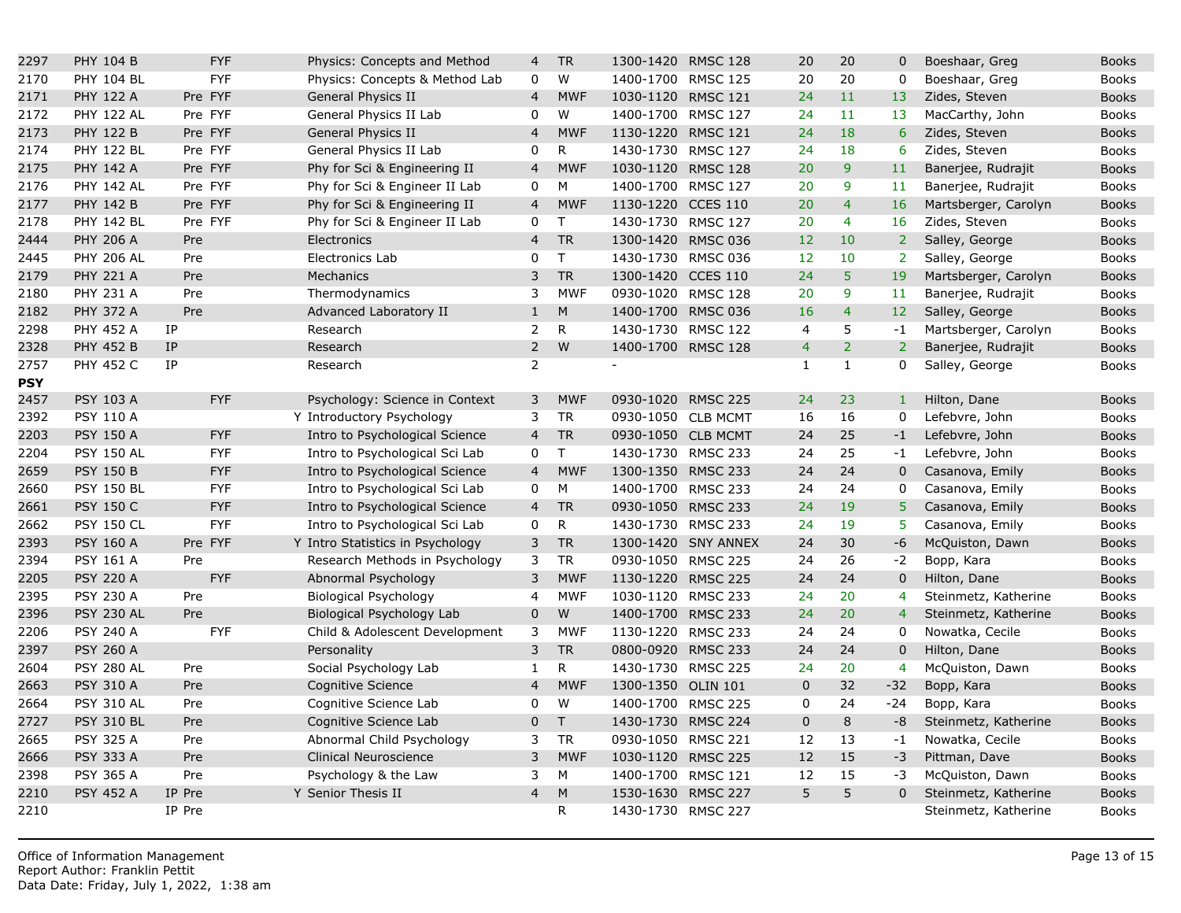| | | | | | | | | | | | | | | |
|---|---|---|---|---|---|---|---|---|---|---|---|---|---|---|
| 2297 | PHY 104 B | | FYF | | Physics: Concepts and Method | 4 | TR | 1300-1420 | RMSC 128 | 20 | 20 | 0 | Boeshaar, Greg | Books |
| 2170 | PHY 104 BL | | FYF | | Physics: Concepts & Method Lab | 0 | W | 1400-1700 | RMSC 125 | 20 | 20 | 0 | Boeshaar, Greg | Books |
| 2171 | PHY 122 A | Pre | FYF | | General Physics II | 4 | MWF | 1030-1120 | RMSC 121 | 24 | 11 | 13 | Zides, Steven | Books |
| 2172 | PHY 122 AL | Pre | FYF | | General Physics II Lab | 0 | W | 1400-1700 | RMSC 127 | 24 | 11 | 13 | MacCarthy, John | Books |
| 2173 | PHY 122 B | Pre | FYF | | General Physics II | 4 | MWF | 1130-1220 | RMSC 121 | 24 | 18 | 6 | Zides, Steven | Books |
| 2174 | PHY 122 BL | Pre | FYF | | General Physics II Lab | 0 | R | 1430-1730 | RMSC 127 | 24 | 18 | 6 | Zides, Steven | Books |
| 2175 | PHY 142 A | Pre | FYF | | Phy for Sci & Engineering II | 4 | MWF | 1030-1120 | RMSC 128 | 20 | 9 | 11 | Banerjee, Rudrajit | Books |
| 2176 | PHY 142 AL | Pre | FYF | | Phy for Sci & Engineer II Lab | 0 | M | 1400-1700 | RMSC 127 | 20 | 9 | 11 | Banerjee, Rudrajit | Books |
| 2177 | PHY 142 B | Pre | FYF | | Phy for Sci & Engineering II | 4 | MWF | 1130-1220 | CCES 110 | 20 | 4 | 16 | Martsberger, Carolyn | Books |
| 2178 | PHY 142 BL | Pre | FYF | | Phy for Sci & Engineer II Lab | 0 | T | 1430-1730 | RMSC 127 | 20 | 4 | 16 | Zides, Steven | Books |
| 2444 | PHY 206 A | Pre | | | Electronics | 4 | TR | 1300-1420 | RMSC 036 | 12 | 10 | 2 | Salley, George | Books |
| 2445 | PHY 206 AL | Pre | | | Electronics Lab | 0 | T | 1430-1730 | RMSC 036 | 12 | 10 | 2 | Salley, George | Books |
| 2179 | PHY 221 A | Pre | | | Mechanics | 3 | TR | 1300-1420 | CCES 110 | 24 | 5 | 19 | Martsberger, Carolyn | Books |
| 2180 | PHY 231 A | Pre | | | Thermodynamics | 3 | MWF | 0930-1020 | RMSC 128 | 20 | 9 | 11 | Banerjee, Rudrajit | Books |
| 2182 | PHY 372 A | Pre | | | Advanced Laboratory II | 1 | M | 1400-1700 | RMSC 036 | 16 | 4 | 12 | Salley, George | Books |
| 2298 | PHY 452 A | IP | | | Research | 2 | R | 1430-1730 | RMSC 122 | 4 | 5 | -1 | Martsberger, Carolyn | Books |
| 2328 | PHY 452 B | IP | | | Research | 2 | W | 1400-1700 | RMSC 128 | 4 | 2 | 2 | Banerjee, Rudrajit | Books |
| 2757 | PHY 452 C | IP | | | Research | 2 | | - | | 1 | 1 | 0 | Salley, George | Books |
| **PSY** | | | | | | | | | | | | | | |
| 2457 | PSY 103 A | | FYF | | Psychology: Science in Context | 3 | MWF | 0930-1020 | RMSC 225 | 24 | 23 | 1 | Hilton, Dane | Books |
| 2392 | PSY 110 A | | | Y | Introductory Psychology | 3 | TR | 0930-1050 | CLB MCMT | 16 | 16 | 0 | Lefebvre, John | Books |
| 2203 | PSY 150 A | | FYF | | Intro to Psychological Science | 4 | TR | 0930-1050 | CLB MCMT | 24 | 25 | -1 | Lefebvre, John | Books |
| 2204 | PSY 150 AL | | FYF | | Intro to Psychological Sci Lab | 0 | T | 1430-1730 | RMSC 233 | 24 | 25 | -1 | Lefebvre, John | Books |
| 2659 | PSY 150 B | | FYF | | Intro to Psychological Science | 4 | MWF | 1300-1350 | RMSC 233 | 24 | 24 | 0 | Casanova, Emily | Books |
| 2660 | PSY 150 BL | | FYF | | Intro to Psychological Sci Lab | 0 | M | 1400-1700 | RMSC 233 | 24 | 24 | 0 | Casanova, Emily | Books |
| 2661 | PSY 150 C | | FYF | | Intro to Psychological Science | 4 | TR | 0930-1050 | RMSC 233 | 24 | 19 | 5 | Casanova, Emily | Books |
| 2662 | PSY 150 CL | | FYF | | Intro to Psychological Sci Lab | 0 | R | 1430-1730 | RMSC 233 | 24 | 19 | 5 | Casanova, Emily | Books |
| 2393 | PSY 160 A | Pre | FYF | Y | Intro Statistics in Psychology | 3 | TR | 1300-1420 | SNY ANNEX | 24 | 30 | -6 | McQuiston, Dawn | Books |
| 2394 | PSY 161 A | Pre | | | Research Methods in Psychology | 3 | TR | 0930-1050 | RMSC 225 | 24 | 26 | -2 | Bopp, Kara | Books |
| 2205 | PSY 220 A | | FYF | | Abnormal Psychology | 3 | MWF | 1130-1220 | RMSC 225 | 24 | 24 | 0 | Hilton, Dane | Books |
| 2395 | PSY 230 A | Pre | | | Biological Psychology | 4 | MWF | 1030-1120 | RMSC 233 | 24 | 20 | 4 | Steinmetz, Katherine | Books |
| 2396 | PSY 230 AL | Pre | | | Biological Psychology Lab | 0 | W | 1400-1700 | RMSC 233 | 24 | 20 | 4 | Steinmetz, Katherine | Books |
| 2206 | PSY 240 A | | FYF | | Child & Adolescent Development | 3 | MWF | 1130-1220 | RMSC 233 | 24 | 24 | 0 | Nowatka, Cecile | Books |
| 2397 | PSY 260 A | | | | Personality | 3 | TR | 0800-0920 | RMSC 233 | 24 | 24 | 0 | Hilton, Dane | Books |
| 2604 | PSY 280 AL | Pre | | | Social Psychology Lab | 1 | R | 1430-1730 | RMSC 225 | 24 | 20 | 4 | McQuiston, Dawn | Books |
| 2663 | PSY 310 A | Pre | | | Cognitive Science | 4 | MWF | 1300-1350 | OLIN 101 | 0 | 32 | -32 | Bopp, Kara | Books |
| 2664 | PSY 310 AL | Pre | | | Cognitive Science Lab | 0 | W | 1400-1700 | RMSC 225 | 0 | 24 | -24 | Bopp, Kara | Books |
| 2727 | PSY 310 BL | Pre | | | Cognitive Science Lab | 0 | T | 1430-1730 | RMSC 224 | 0 | 8 | -8 | Steinmetz, Katherine | Books |
| 2665 | PSY 325 A | Pre | | | Abnormal Child Psychology | 3 | TR | 0930-1050 | RMSC 221 | 12 | 13 | -1 | Nowatka, Cecile | Books |
| 2666 | PSY 333 A | Pre | | | Clinical Neuroscience | 3 | MWF | 1030-1120 | RMSC 225 | 12 | 15 | -3 | Pittman, Dave | Books |
| 2398 | PSY 365 A | Pre | | | Psychology & the Law | 3 | M | 1400-1700 | RMSC 121 | 12 | 15 | -3 | McQuiston, Dawn | Books |
| 2210 | PSY 452 A | IP Pre | | Y | Senior Thesis II | 4 | M | 1530-1630 | RMSC 227 | 5 | 5 | 0 | Steinmetz, Katherine | Books |
| 2210 | | IP Pre | | | | | R | 1430-1730 | RMSC 227 | | | | Steinmetz, Katherine | Books |

Office of Information Management
Report Author: Franklin Pettit
Data Date: Friday, July 1, 2022, 1:38 am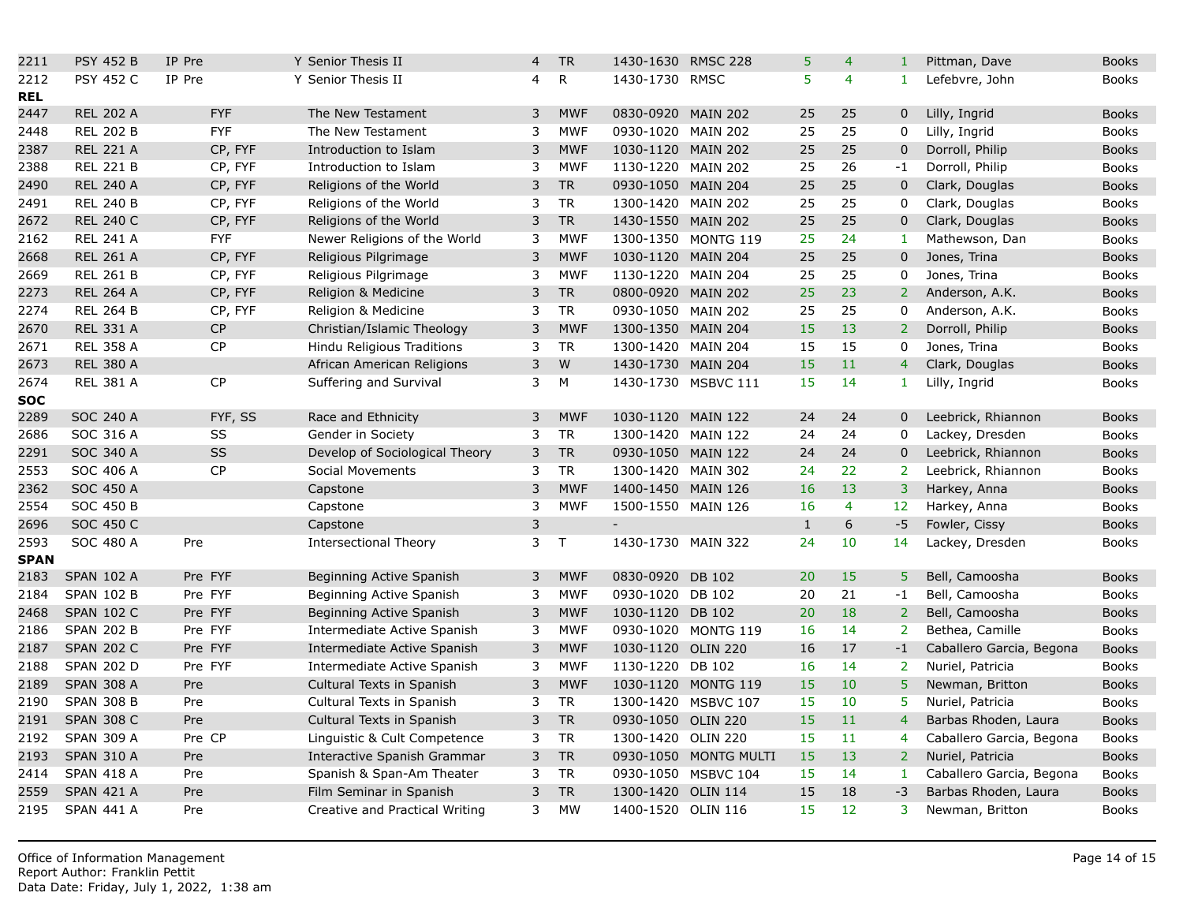| | | | | | | | | | | | | | | |
|---|---|---|---|---|---|---|---|---|---|---|---|---|---|---|
| 2211 | PSY 452 B | IP Pre | | Y | Senior Thesis II | 4 | TR | 1430-1630 | RMSC 228 | 5 | 4 | 1 | Pittman, Dave | Books |
| 2212 | PSY 452 C | IP Pre | | Y | Senior Thesis II | 4 | R | 1430-1730 | RMSC | 5 | 4 | 1 | Lefebvre, John | Books |
| **REL** | | | | | | | | | | | | | | |
| 2447 | REL 202 A | | FYF | | The New Testament | 3 | MWF | 0830-0920 | MAIN 202 | 25 | 25 | 0 | Lilly, Ingrid | Books |
| 2448 | REL 202 B | | FYF | | The New Testament | 3 | MWF | 0930-1020 | MAIN 202 | 25 | 25 | 0 | Lilly, Ingrid | Books |
| 2387 | REL 221 A | | CP, FYF | | Introduction to Islam | 3 | MWF | 1030-1120 | MAIN 202 | 25 | 25 | 0 | Dorroll, Philip | Books |
| 2388 | REL 221 B | | CP, FYF | | Introduction to Islam | 3 | MWF | 1130-1220 | MAIN 202 | 25 | 26 | -1 | Dorroll, Philip | Books |
| 2490 | REL 240 A | | CP, FYF | | Religions of the World | 3 | TR | 0930-1050 | MAIN 204 | 25 | 25 | 0 | Clark, Douglas | Books |
| 2491 | REL 240 B | | CP, FYF | | Religions of the World | 3 | TR | 1300-1420 | MAIN 202 | 25 | 25 | 0 | Clark, Douglas | Books |
| 2672 | REL 240 C | | CP, FYF | | Religions of the World | 3 | TR | 1430-1550 | MAIN 202 | 25 | 25 | 0 | Clark, Douglas | Books |
| 2162 | REL 241 A | | FYF | | Newer Religions of the World | 3 | MWF | 1300-1350 | MONTG 119 | 25 | 24 | 1 | Mathewson, Dan | Books |
| 2668 | REL 261 A | | CP, FYF | | Religious Pilgrimage | 3 | MWF | 1030-1120 | MAIN 204 | 25 | 25 | 0 | Jones, Trina | Books |
| 2669 | REL 261 B | | CP, FYF | | Religious Pilgrimage | 3 | MWF | 1130-1220 | MAIN 204 | 25 | 25 | 0 | Jones, Trina | Books |
| 2273 | REL 264 A | | CP, FYF | | Religion & Medicine | 3 | TR | 0800-0920 | MAIN 202 | 25 | 23 | 2 | Anderson, A.K. | Books |
| 2274 | REL 264 B | | CP, FYF | | Religion & Medicine | 3 | TR | 0930-1050 | MAIN 202 | 25 | 25 | 0 | Anderson, A.K. | Books |
| 2670 | REL 331 A | | CP | | Christian/Islamic Theology | 3 | MWF | 1300-1350 | MAIN 204 | 15 | 13 | 2 | Dorroll, Philip | Books |
| 2671 | REL 358 A | | CP | | Hindu Religious Traditions | 3 | TR | 1300-1420 | MAIN 204 | 15 | 15 | 0 | Jones, Trina | Books |
| 2673 | REL 380 A | | | | African American Religions | 3 | W | 1430-1730 | MAIN 204 | 15 | 11 | 4 | Clark, Douglas | Books |
| 2674 | REL 381 A | | CP | | Suffering and Survival | 3 | M | 1430-1730 | MSBVC 111 | 15 | 14 | 1 | Lilly, Ingrid | Books |
| **SOC** | | | | | | | | | | | | | | |
| 2289 | SOC 240 A | | FYF, SS | | Race and Ethnicity | 3 | MWF | 1030-1120 | MAIN 122 | 24 | 24 | 0 | Leebrick, Rhiannon | Books |
| 2686 | SOC 316 A | | SS | | Gender in Society | 3 | TR | 1300-1420 | MAIN 122 | 24 | 24 | 0 | Lackey, Dresden | Books |
| 2291 | SOC 340 A | | SS | | Develop of Sociological Theory | 3 | TR | 0930-1050 | MAIN 122 | 24 | 24 | 0 | Leebrick, Rhiannon | Books |
| 2553 | SOC 406 A | | CP | | Social Movements | 3 | TR | 1300-1420 | MAIN 302 | 24 | 22 | 2 | Leebrick, Rhiannon | Books |
| 2362 | SOC 450 A | | | | Capstone | 3 | MWF | 1400-1450 | MAIN 126 | 16 | 13 | 3 | Harkey, Anna | Books |
| 2554 | SOC 450 B | | | | Capstone | 3 | MWF | 1500-1550 | MAIN 126 | 16 | 4 | 12 | Harkey, Anna | Books |
| 2696 | SOC 450 C | | | | Capstone | 3 | | - | | 1 | 6 | -5 | Fowler, Cissy | Books |
| 2593 | SOC 480 A | | Pre | | Intersectional Theory | 3 | T | 1430-1730 | MAIN 322 | 24 | 10 | 14 | Lackey, Dresden | Books |
| **SPAN** | | | | | | | | | | | | | | |
| 2183 | SPAN 102 A | | Pre FYF | | Beginning Active Spanish | 3 | MWF | 0830-0920 | DB 102 | 20 | 15 | 5 | Bell, Camoosha | Books |
| 2184 | SPAN 102 B | | Pre FYF | | Beginning Active Spanish | 3 | MWF | 0930-1020 | DB 102 | 20 | 21 | -1 | Bell, Camoosha | Books |
| 2468 | SPAN 102 C | | Pre FYF | | Beginning Active Spanish | 3 | MWF | 1030-1120 | DB 102 | 20 | 18 | 2 | Bell, Camoosha | Books |
| 2186 | SPAN 202 B | | Pre FYF | | Intermediate Active Spanish | 3 | MWF | 0930-1020 | MONTG 119 | 16 | 14 | 2 | Bethea, Camille | Books |
| 2187 | SPAN 202 C | | Pre FYF | | Intermediate Active Spanish | 3 | MWF | 1030-1120 | OLIN 220 | 16 | 17 | -1 | Caballero Garcia, Begona | Books |
| 2188 | SPAN 202 D | | Pre FYF | | Intermediate Active Spanish | 3 | MWF | 1130-1220 | DB 102 | 16 | 14 | 2 | Nuriel, Patricia | Books |
| 2189 | SPAN 308 A | | Pre | | Cultural Texts in Spanish | 3 | MWF | 1030-1120 | MONTG 119 | 15 | 10 | 5 | Newman, Britton | Books |
| 2190 | SPAN 308 B | | Pre | | Cultural Texts in Spanish | 3 | TR | 1300-1420 | MSBVC 107 | 15 | 10 | 5 | Nuriel, Patricia | Books |
| 2191 | SPAN 308 C | | Pre | | Cultural Texts in Spanish | 3 | TR | 0930-1050 | OLIN 220 | 15 | 11 | 4 | Barbas Rhoden, Laura | Books |
| 2192 | SPAN 309 A | | Pre CP | | Linguistic & Cult Competence | 3 | TR | 1300-1420 | OLIN 220 | 15 | 11 | 4 | Caballero Garcia, Begona | Books |
| 2193 | SPAN 310 A | | Pre | | Interactive Spanish Grammar | 3 | TR | 0930-1050 | MONTG MULTI | 15 | 13 | 2 | Nuriel, Patricia | Books |
| 2414 | SPAN 418 A | | Pre | | Spanish & Span-Am Theater | 3 | TR | 0930-1050 | MSBVC 104 | 15 | 14 | 1 | Caballero Garcia, Begona | Books |
| 2559 | SPAN 421 A | | Pre | | Film Seminar in Spanish | 3 | TR | 1300-1420 | OLIN 114 | 15 | 18 | -3 | Barbas Rhoden, Laura | Books |
| 2195 | SPAN 441 A | | Pre | | Creative and Practical Writing | 3 | MW | 1400-1520 | OLIN 116 | 15 | 12 | 3 | Newman, Britton | Books |

Office of Information Management
Report Author: Franklin Pettit
Data Date: Friday, July 1, 2022, 1:38 am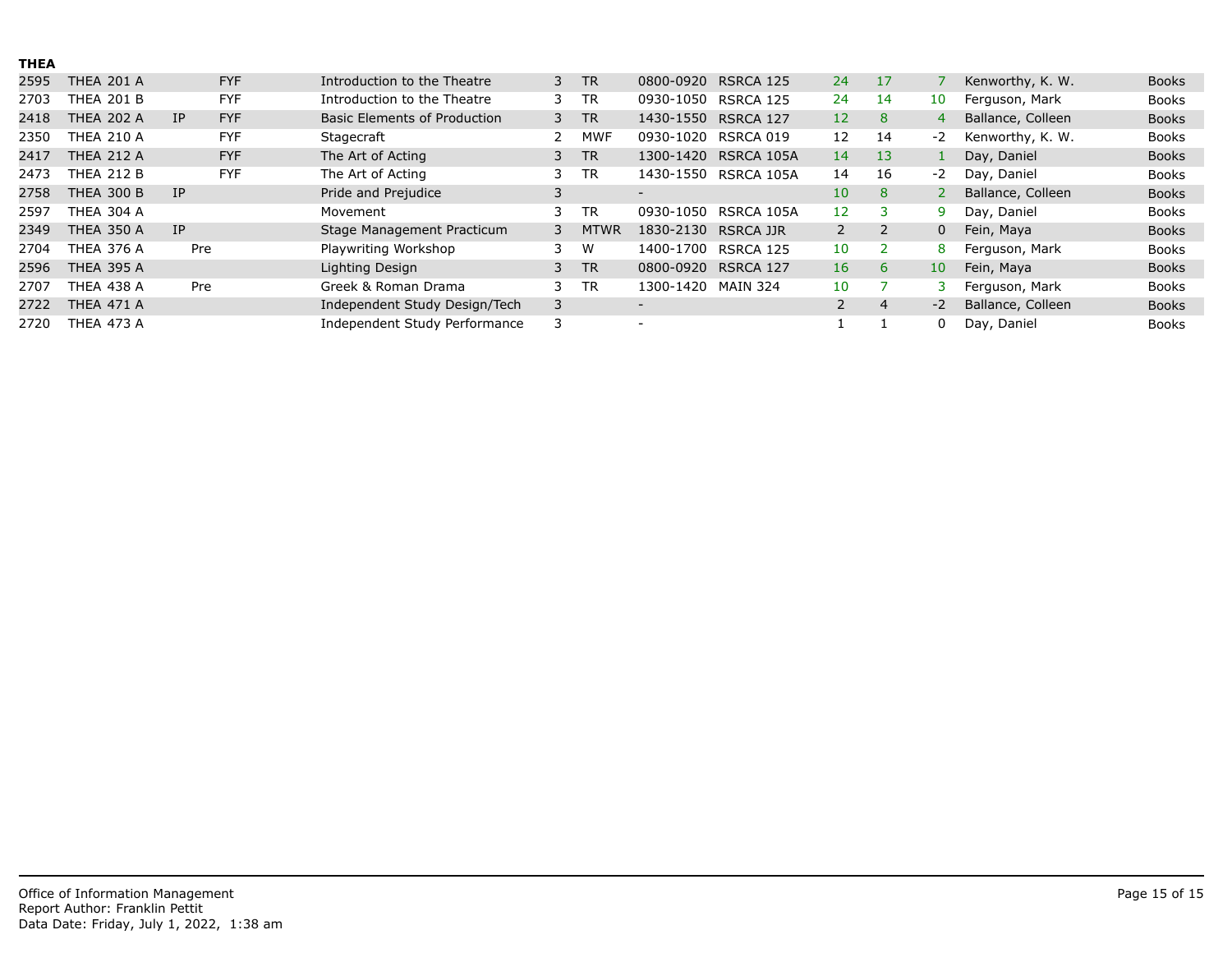**THEA**

| | | | | | | | | | | | | | | |
|---|---|---|---|---|---|---|---|---|---|---|---|---|---|---|
| 2595 | THEA 201 A | | | FYF | Introduction to the Theatre | 3 | TR | 0800-0920 | RSRCA 125 | 24 | 17 | 7 | Kenworthy, K. W. | Books |
| 2703 | THEA 201 B | | | FYF | Introduction to the Theatre | 3 | TR | 0930-1050 | RSRCA 125 | 24 | 14 | 10 | Ferguson, Mark | Books |
| 2418 | THEA 202 A | IP | | FYF | Basic Elements of Production | 3 | TR | 1430-1550 | RSRCA 127 | 12 | 8 | 4 | Ballance, Colleen | Books |
| 2350 | THEA 210 A | | | FYF | Stagecraft | 2 | MWF | 0930-1020 | RSRCA 019 | 12 | 14 | -2 | Kenworthy, K. W. | Books |
| 2417 | THEA 212 A | | | FYF | The Art of Acting | 3 | TR | 1300-1420 | RSRCA 105A | 14 | 13 | 1 | Day, Daniel | Books |
| 2473 | THEA 212 B | | | FYF | The Art of Acting | 3 | TR | 1430-1550 | RSRCA 105A | 14 | 16 | -2 | Day, Daniel | Books |
| 2758 | THEA 300 B | IP | | | Pride and Prejudice | 3 | | - | | 10 | 8 | 2 | Ballance, Colleen | Books |
| 2597 | THEA 304 A | | | | Movement | 3 | TR | 0930-1050 | RSRCA 105A | 12 | 3 | 9 | Day, Daniel | Books |
| 2349 | THEA 350 A | IP | | | Stage Management Practicum | 3 | MTWR | 1830-2130 | RSRCA JJR | 2 | 2 | 0 | Fein, Maya | Books |
| 2704 | THEA 376 A | | Pre | | Playwriting Workshop | 3 | W | 1400-1700 | RSRCA 125 | 10 | 2 | 8 | Ferguson, Mark | Books |
| 2596 | THEA 395 A | | | | Lighting Design | 3 | TR | 0800-0920 | RSRCA 127 | 16 | 6 | 10 | Fein, Maya | Books |
| 2707 | THEA 438 A | | Pre | | Greek & Roman Drama | 3 | TR | 1300-1420 | MAIN 324 | 10 | 7 | 3 | Ferguson, Mark | Books |
| 2722 | THEA 471 A | | | | Independent Study Design/Tech | 3 | | - | | 2 | 4 | -2 | Ballance, Colleen | Books |
| 2720 | THEA 473 A | | | | Independent Study Performance | 3 | | - | | 1 | 1 | 0 | Day, Daniel | Books |

Office of Information Management
Report Author: Franklin Pettit
Data Date: Friday, July 1, 2022, 1:38 am